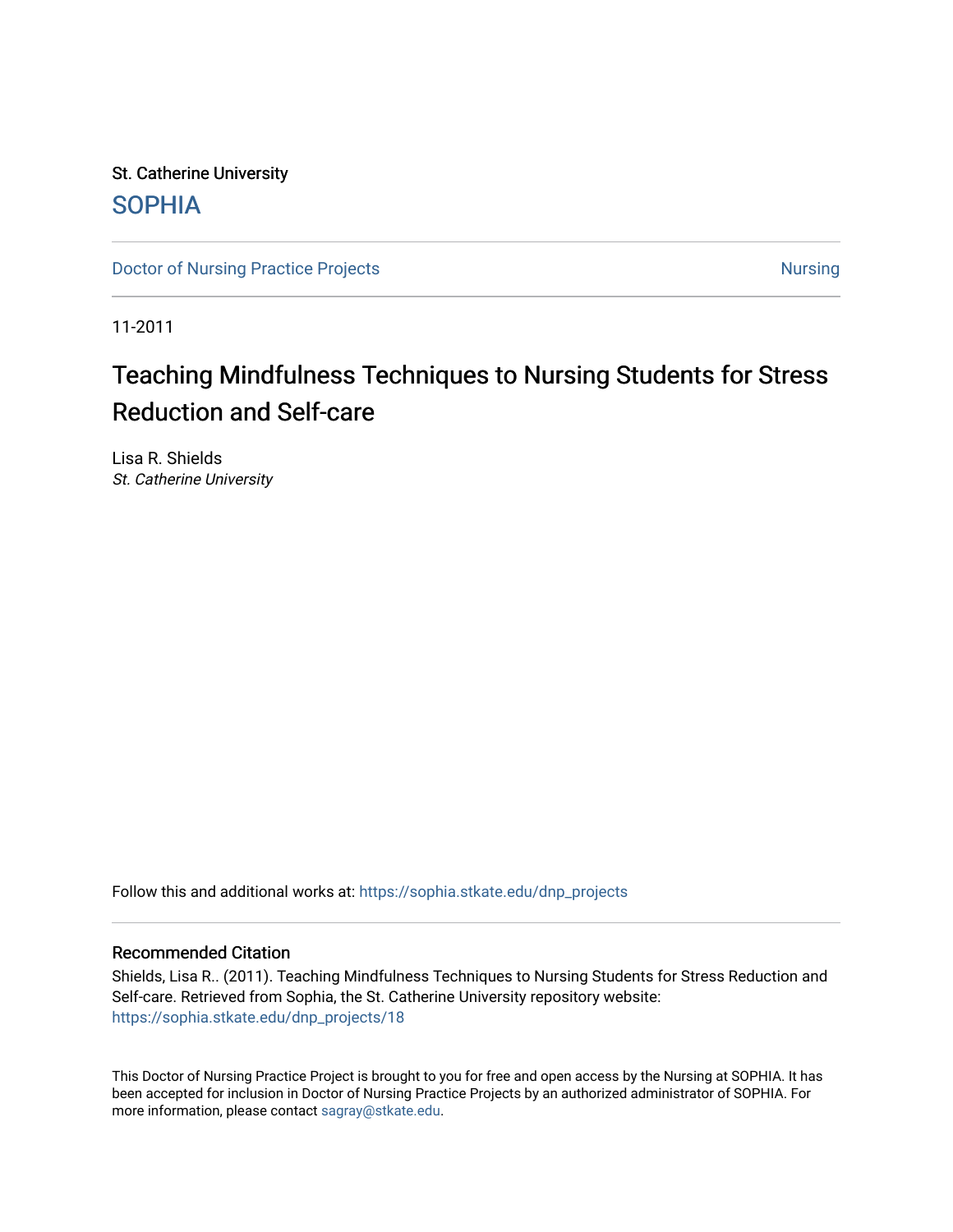St. Catherine University

SOPHIA

Doctor of Nursing Practice Projects | Nursing

11-2011

# Teaching Mindfulness Techniques to Nursing Students for Stress Reduction and Self-care

Lisa R. Shields
*St. Catherine University*

Follow this and additional works at: https://sophia.stkate.edu/dnp_projects

## Recommended Citation

Shields, Lisa R.. (2011). Teaching Mindfulness Techniques to Nursing Students for Stress Reduction and Self-care. Retrieved from Sophia, the St. Catherine University repository website: https://sophia.stkate.edu/dnp_projects/18

This Doctor of Nursing Practice Project is brought to you for free and open access by the Nursing at SOPHIA. It has been accepted for inclusion in Doctor of Nursing Practice Projects by an authorized administrator of SOPHIA. For more information, please contact sagray@stkate.edu.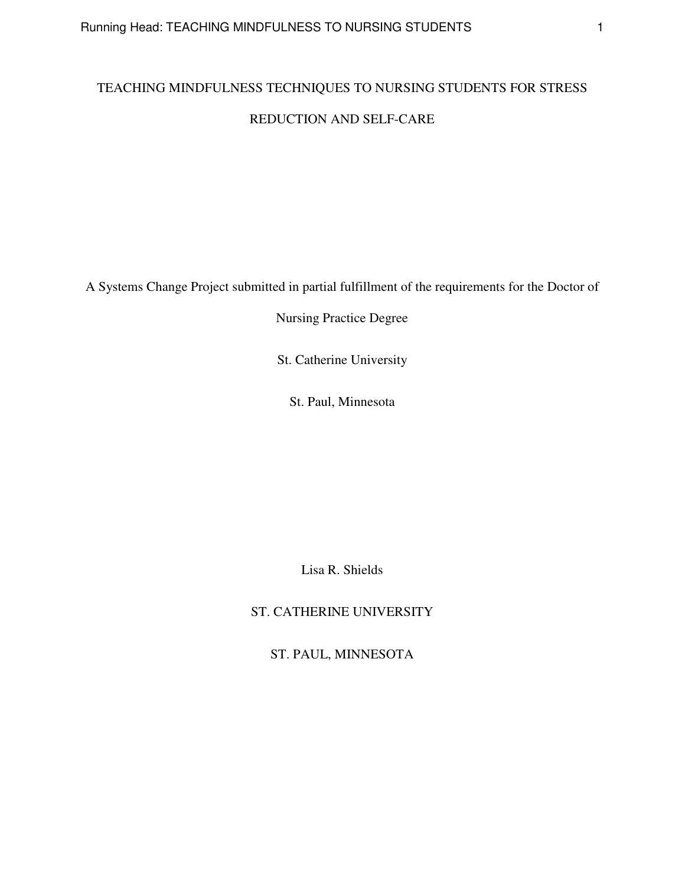# TEACHING MINDFULNESS TECHNIQUES TO NURSING STUDENTS FOR STRESS REDUCTION AND SELF-CARE

A Systems Change Project submitted in partial fulfillment of the requirements for the Doctor of Nursing Practice Degree

St. Catherine University

St. Paul, Minnesota

Lisa R. Shields

ST. CATHERINE UNIVERSITY

ST. PAUL, MINNESOTA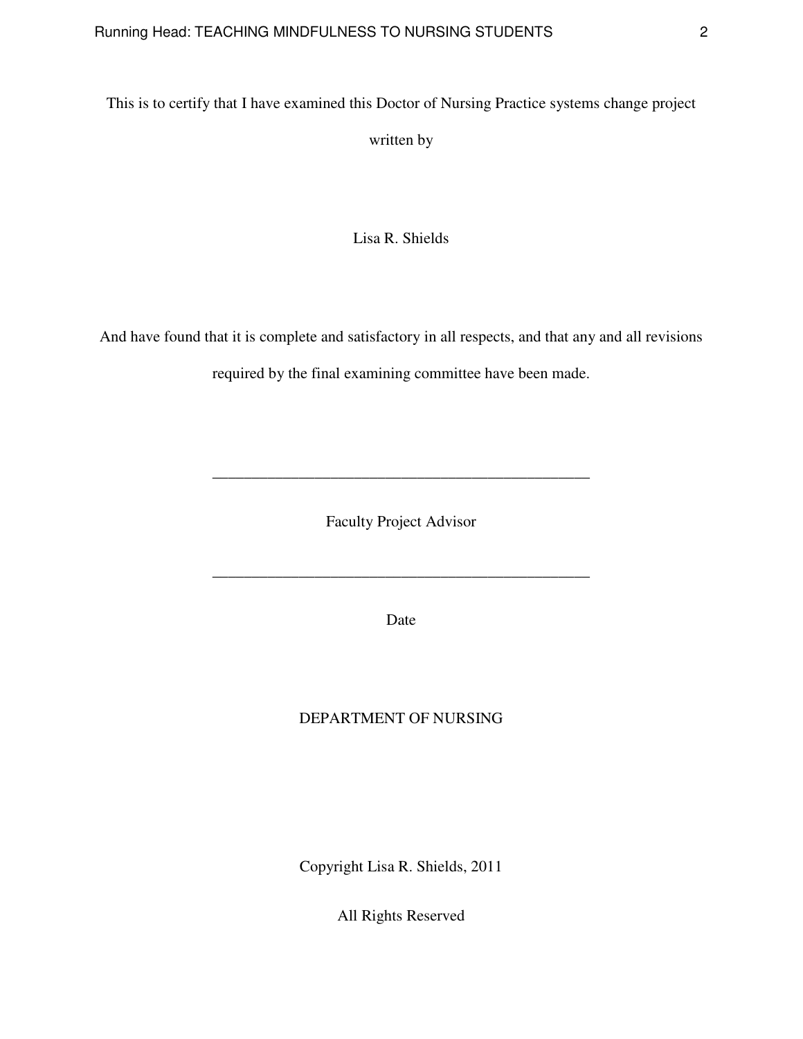This is to certify that I have examined this Doctor of Nursing Practice systems change project written by

Lisa R. Shields

And have found that it is complete and satisfactory in all respects, and that any and all revisions required by the final examining committee have been made.

_________________________________________________

Faculty Project Advisor

_________________________________________________

Date

DEPARTMENT OF NURSING

Copyright Lisa R. Shields, 2011

All Rights Reserved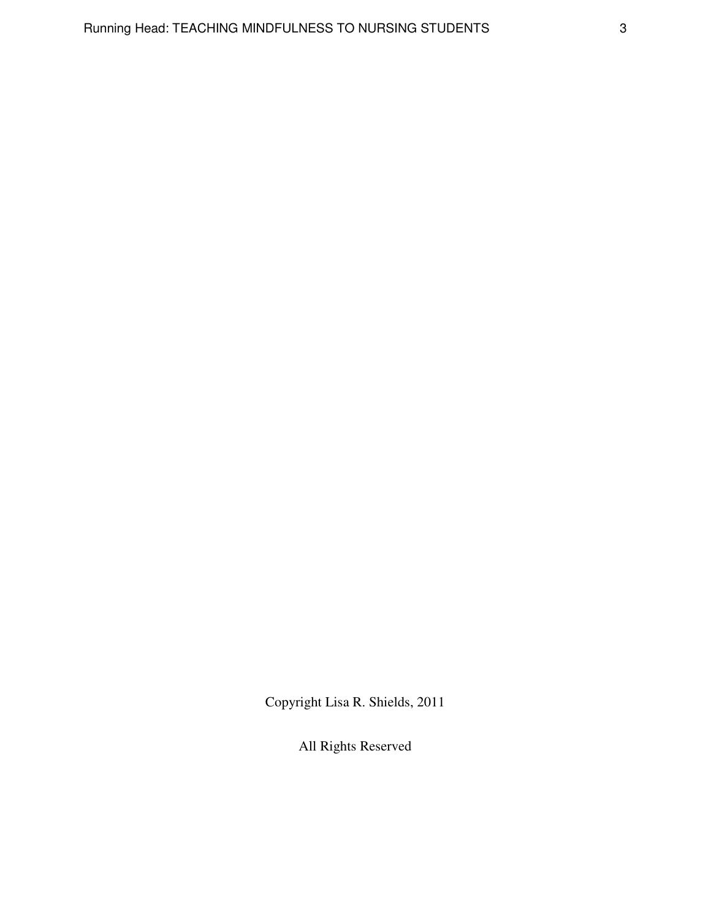Copyright Lisa R. Shields, 2011

All Rights Reserved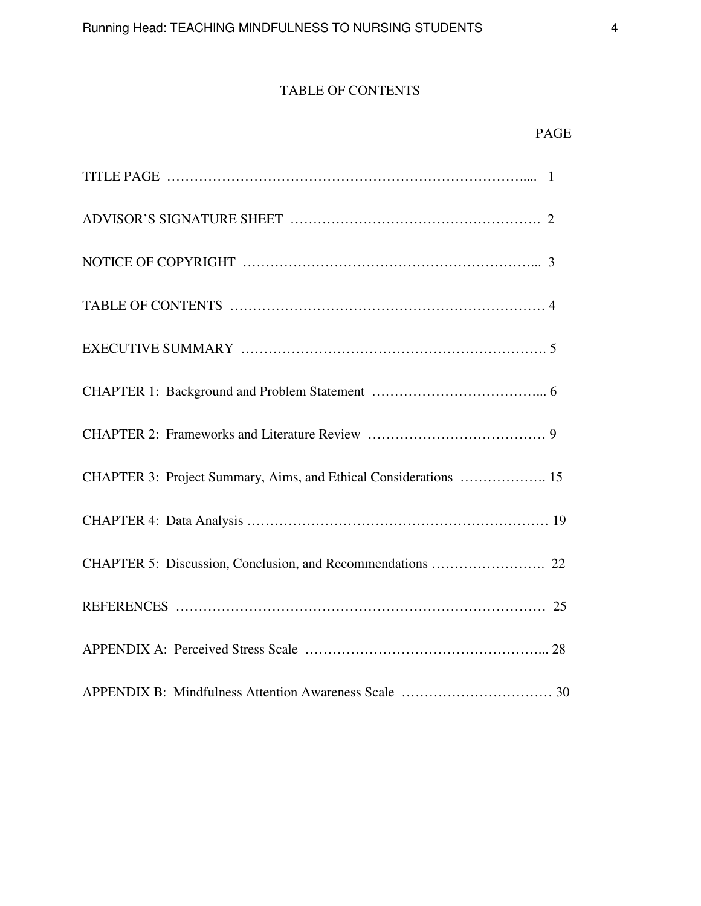# TABLE OF CONTENTS

| | PAGE |
|---|---|
| TITLE PAGE | 1 |
| ADVISOR'S SIGNATURE SHEET | 2 |
| NOTICE OF COPYRIGHT | 3 |
| TABLE OF CONTENTS | 4 |
| EXECUTIVE SUMMARY | 5 |
| CHAPTER 1: Background and Problem Statement | 6 |
| CHAPTER 2: Frameworks and Literature Review | 9 |
| CHAPTER 3: Project Summary, Aims, and Ethical Considerations | 15 |
| CHAPTER 4: Data Analysis | 19 |
| CHAPTER 5: Discussion, Conclusion, and Recommendations | 22 |
| REFERENCES | 25 |
| APPENDIX A: Perceived Stress Scale | 28 |
| APPENDIX B: Mindfulness Attention Awareness Scale | 30 |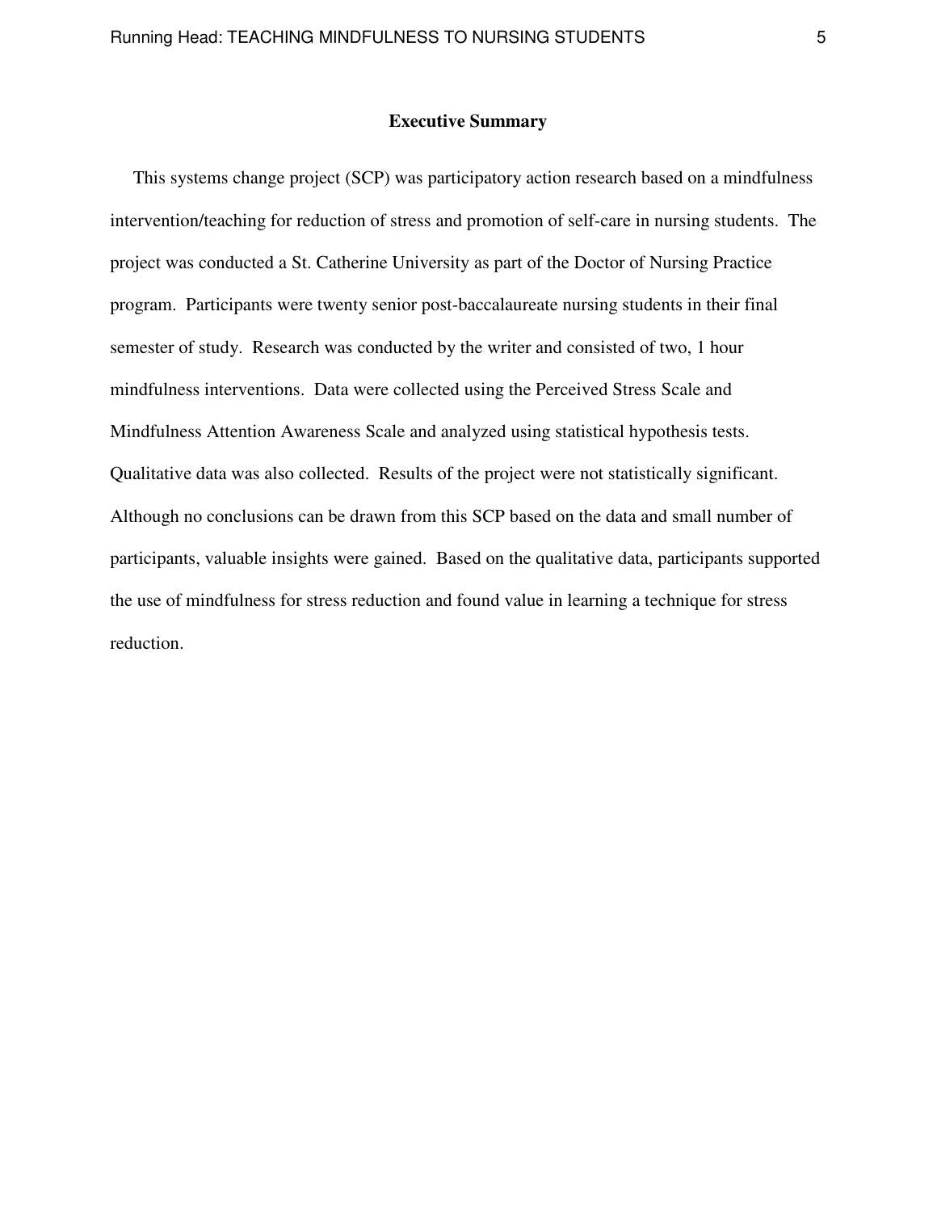## Executive Summary

This systems change project (SCP) was participatory action research based on a mindfulness intervention/teaching for reduction of stress and promotion of self-care in nursing students. The project was conducted a St. Catherine University as part of the Doctor of Nursing Practice program. Participants were twenty senior post-baccalaureate nursing students in their final semester of study. Research was conducted by the writer and consisted of two, 1 hour mindfulness interventions. Data were collected using the Perceived Stress Scale and Mindfulness Attention Awareness Scale and analyzed using statistical hypothesis tests. Qualitative data was also collected. Results of the project were not statistically significant. Although no conclusions can be drawn from this SCP based on the data and small number of participants, valuable insights were gained. Based on the qualitative data, participants supported the use of mindfulness for stress reduction and found value in learning a technique for stress reduction.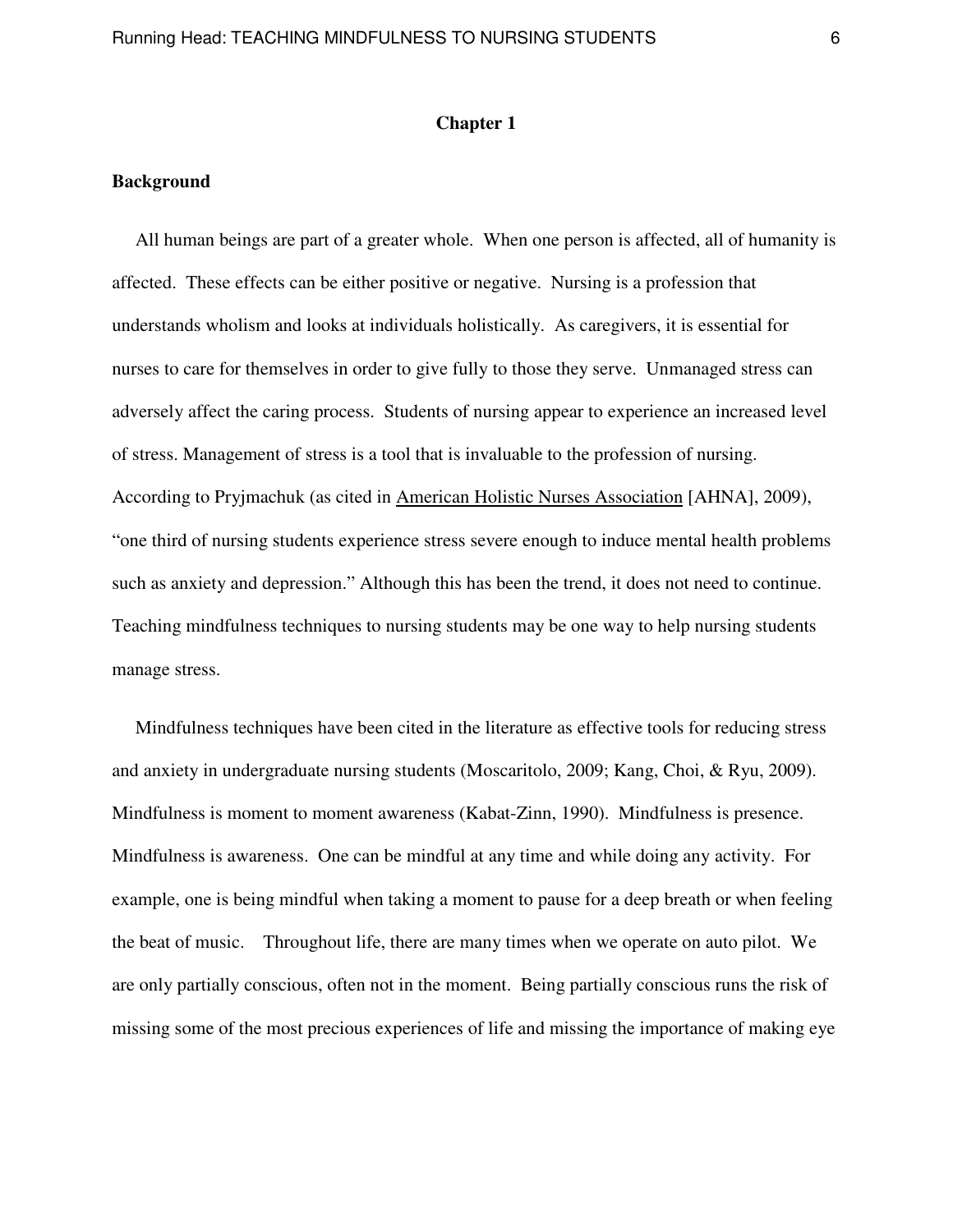# Chapter 1

## Background

All human beings are part of a greater whole. When one person is affected, all of humanity is affected. These effects can be either positive or negative. Nursing is a profession that understands wholism and looks at individuals holistically. As caregivers, it is essential for nurses to care for themselves in order to give fully to those they serve. Unmanaged stress can adversely affect the caring process. Students of nursing appear to experience an increased level of stress. Management of stress is a tool that is invaluable to the profession of nursing. According to Pryjmachuk (as cited in American Holistic Nurses Association [AHNA], 2009), "one third of nursing students experience stress severe enough to induce mental health problems such as anxiety and depression." Although this has been the trend, it does not need to continue. Teaching mindfulness techniques to nursing students may be one way to help nursing students manage stress.

Mindfulness techniques have been cited in the literature as effective tools for reducing stress and anxiety in undergraduate nursing students (Moscaritolo, 2009; Kang, Choi, & Ryu, 2009). Mindfulness is moment to moment awareness (Kabat-Zinn, 1990). Mindfulness is presence. Mindfulness is awareness. One can be mindful at any time and while doing any activity. For example, one is being mindful when taking a moment to pause for a deep breath or when feeling the beat of music. Throughout life, there are many times when we operate on auto pilot. We are only partially conscious, often not in the moment. Being partially conscious runs the risk of missing some of the most precious experiences of life and missing the importance of making eye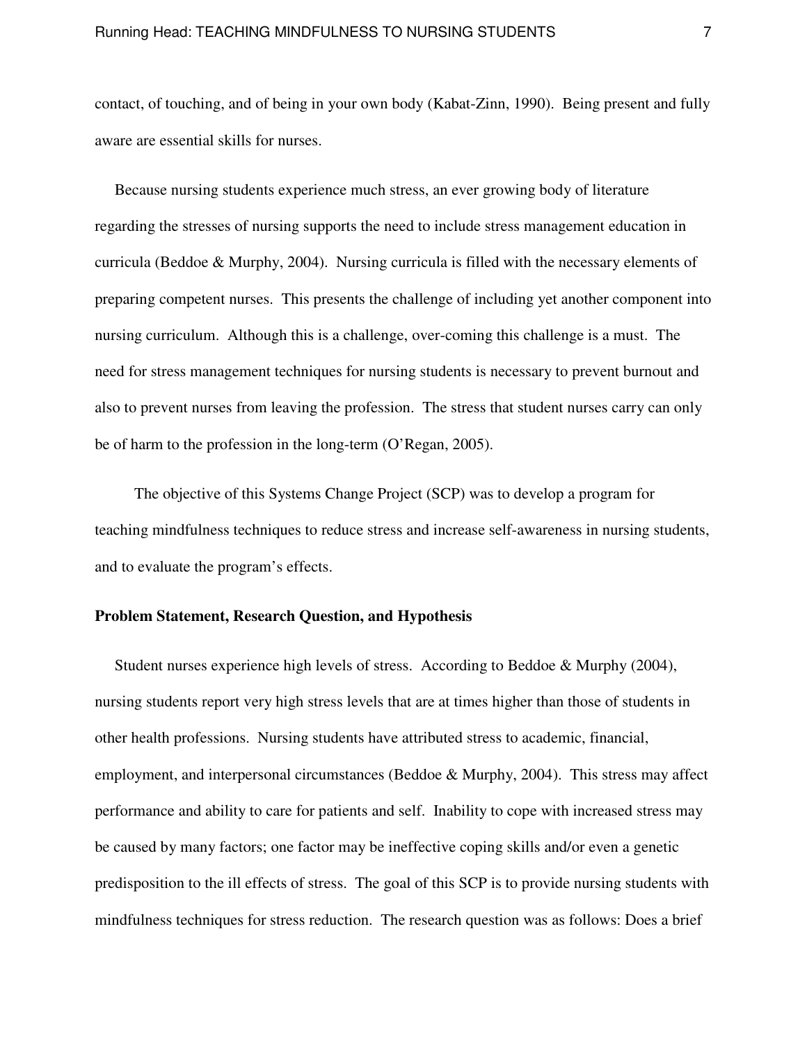contact, of touching, and of being in your own body (Kabat-Zinn, 1990). Being present and fully aware are essential skills for nurses.

Because nursing students experience much stress, an ever growing body of literature regarding the stresses of nursing supports the need to include stress management education in curricula (Beddoe & Murphy, 2004). Nursing curricula is filled with the necessary elements of preparing competent nurses. This presents the challenge of including yet another component into nursing curriculum. Although this is a challenge, over-coming this challenge is a must. The need for stress management techniques for nursing students is necessary to prevent burnout and also to prevent nurses from leaving the profession. The stress that student nurses carry can only be of harm to the profession in the long-term (O'Regan, 2005).

The objective of this Systems Change Project (SCP) was to develop a program for teaching mindfulness techniques to reduce stress and increase self-awareness in nursing students, and to evaluate the program's effects.

**Problem Statement, Research Question, and Hypothesis**

Student nurses experience high levels of stress. According to Beddoe & Murphy (2004), nursing students report very high stress levels that are at times higher than those of students in other health professions. Nursing students have attributed stress to academic, financial, employment, and interpersonal circumstances (Beddoe & Murphy, 2004). This stress may affect performance and ability to care for patients and self. Inability to cope with increased stress may be caused by many factors; one factor may be ineffective coping skills and/or even a genetic predisposition to the ill effects of stress. The goal of this SCP is to provide nursing students with mindfulness techniques for stress reduction. The research question was as follows: Does a brief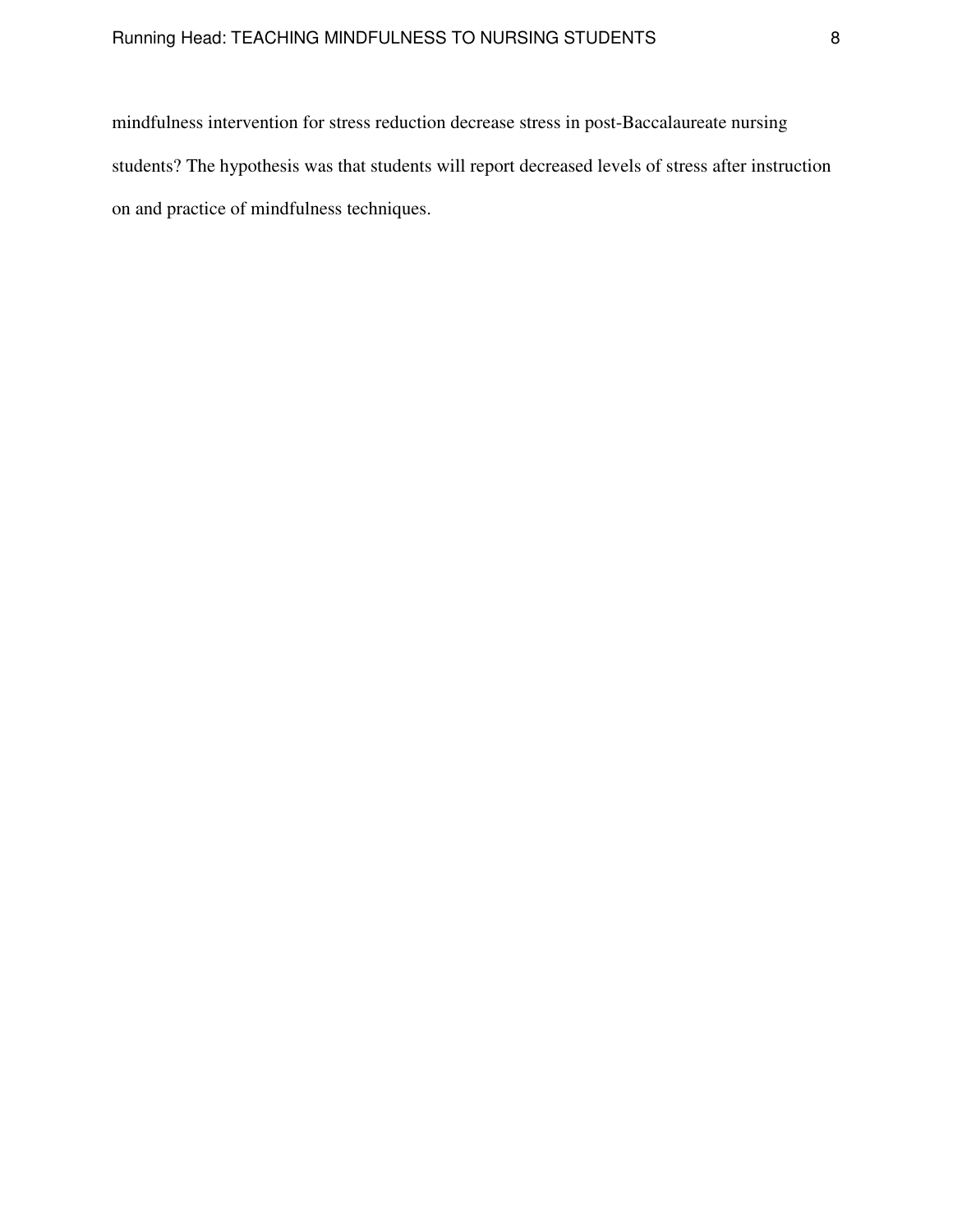mindfulness intervention for stress reduction decrease stress in post-Baccalaureate nursing students? The hypothesis was that students will report decreased levels of stress after instruction on and practice of mindfulness techniques.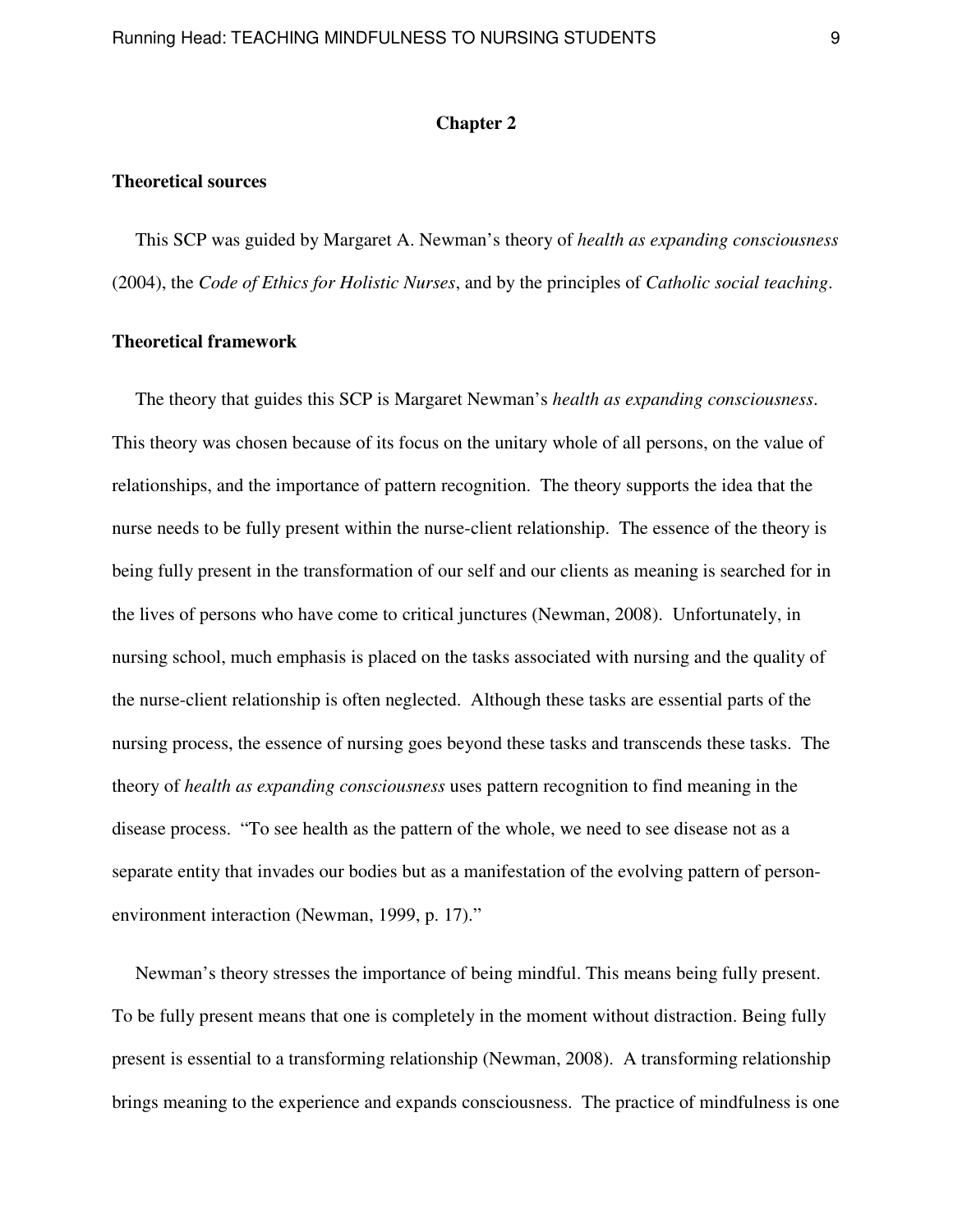# Chapter 2

## Theoretical sources

This SCP was guided by Margaret A. Newman's theory of *health as expanding consciousness* (2004), the *Code of Ethics for Holistic Nurses*, and by the principles of *Catholic social teaching*.

## Theoretical framework

The theory that guides this SCP is Margaret Newman's *health as expanding consciousness*. This theory was chosen because of its focus on the unitary whole of all persons, on the value of relationships, and the importance of pattern recognition. The theory supports the idea that the nurse needs to be fully present within the nurse-client relationship. The essence of the theory is being fully present in the transformation of our self and our clients as meaning is searched for in the lives of persons who have come to critical junctures (Newman, 2008). Unfortunately, in nursing school, much emphasis is placed on the tasks associated with nursing and the quality of the nurse-client relationship is often neglected. Although these tasks are essential parts of the nursing process, the essence of nursing goes beyond these tasks and transcends these tasks. The theory of *health as expanding consciousness* uses pattern recognition to find meaning in the disease process. "To see health as the pattern of the whole, we need to see disease not as a separate entity that invades our bodies but as a manifestation of the evolving pattern of person-environment interaction (Newman, 1999, p. 17)."

Newman's theory stresses the importance of being mindful. This means being fully present. To be fully present means that one is completely in the moment without distraction. Being fully present is essential to a transforming relationship (Newman, 2008). A transforming relationship brings meaning to the experience and expands consciousness. The practice of mindfulness is one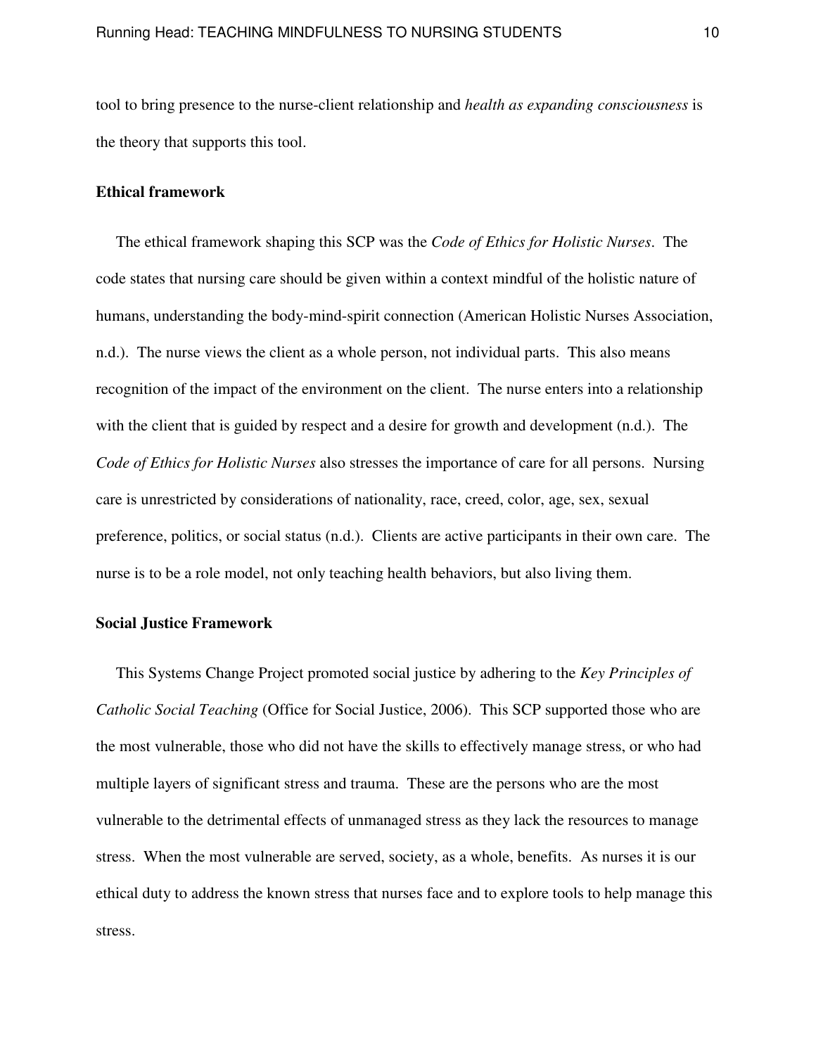tool to bring presence to the nurse-client relationship and *health as expanding consciousness* is the theory that supports this tool.

**Ethical framework**

The ethical framework shaping this SCP was the *Code of Ethics for Holistic Nurses*. The code states that nursing care should be given within a context mindful of the holistic nature of humans, understanding the body-mind-spirit connection (American Holistic Nurses Association, n.d.). The nurse views the client as a whole person, not individual parts. This also means recognition of the impact of the environment on the client. The nurse enters into a relationship with the client that is guided by respect and a desire for growth and development (n.d.). The *Code of Ethics for Holistic Nurses* also stresses the importance of care for all persons. Nursing care is unrestricted by considerations of nationality, race, creed, color, age, sex, sexual preference, politics, or social status (n.d.). Clients are active participants in their own care. The nurse is to be a role model, not only teaching health behaviors, but also living them.

**Social Justice Framework**

This Systems Change Project promoted social justice by adhering to the *Key Principles of Catholic Social Teaching* (Office for Social Justice, 2006). This SCP supported those who are the most vulnerable, those who did not have the skills to effectively manage stress, or who had multiple layers of significant stress and trauma. These are the persons who are the most vulnerable to the detrimental effects of unmanaged stress as they lack the resources to manage stress. When the most vulnerable are served, society, as a whole, benefits. As nurses it is our ethical duty to address the known stress that nurses face and to explore tools to help manage this stress.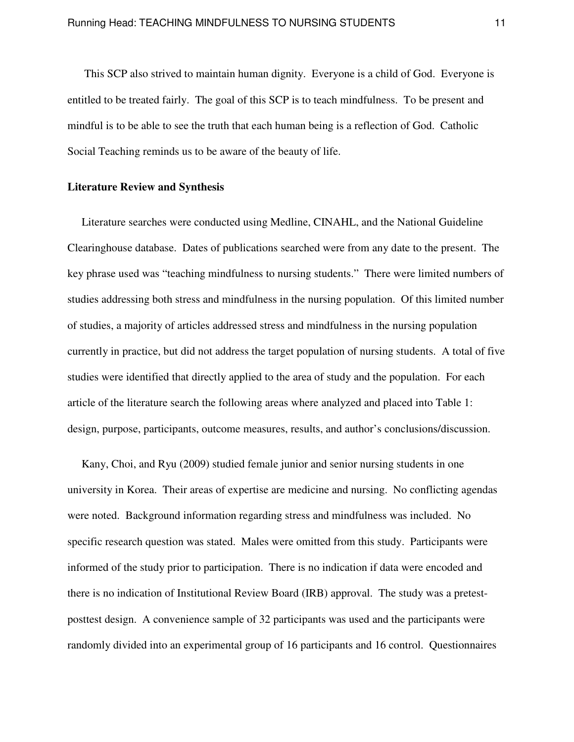This SCP also strived to maintain human dignity. Everyone is a child of God. Everyone is entitled to be treated fairly. The goal of this SCP is to teach mindfulness. To be present and mindful is to be able to see the truth that each human being is a reflection of God. Catholic Social Teaching reminds us to be aware of the beauty of life.

**Literature Review and Synthesis**

Literature searches were conducted using Medline, CINAHL, and the National Guideline Clearinghouse database. Dates of publications searched were from any date to the present. The key phrase used was "teaching mindfulness to nursing students." There were limited numbers of studies addressing both stress and mindfulness in the nursing population. Of this limited number of studies, a majority of articles addressed stress and mindfulness in the nursing population currently in practice, but did not address the target population of nursing students. A total of five studies were identified that directly applied to the area of study and the population. For each article of the literature search the following areas where analyzed and placed into Table 1: design, purpose, participants, outcome measures, results, and author's conclusions/discussion.

Kany, Choi, and Ryu (2009) studied female junior and senior nursing students in one university in Korea. Their areas of expertise are medicine and nursing. No conflicting agendas were noted. Background information regarding stress and mindfulness was included. No specific research question was stated. Males were omitted from this study. Participants were informed of the study prior to participation. There is no indication if data were encoded and there is no indication of Institutional Review Board (IRB) approval. The study was a pretest-posttest design. A convenience sample of 32 participants was used and the participants were randomly divided into an experimental group of 16 participants and 16 control. Questionnaires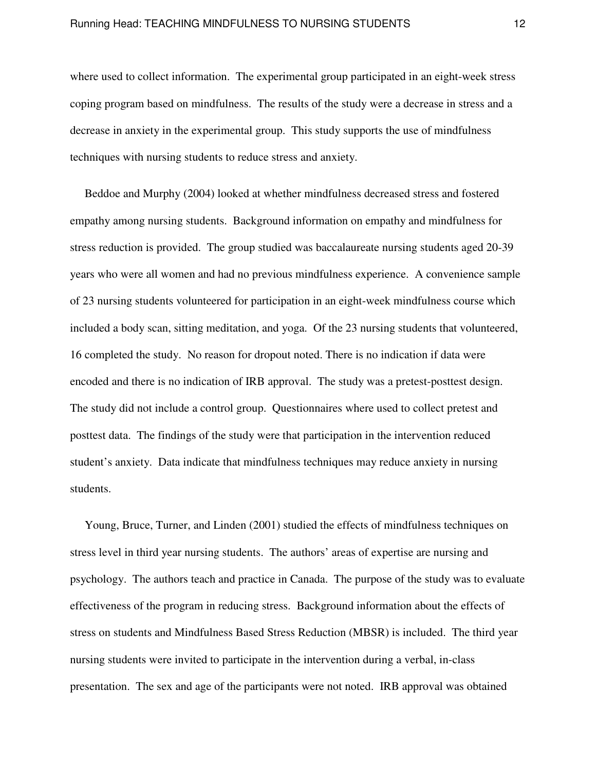where used to collect information. The experimental group participated in an eight-week stress coping program based on mindfulness. The results of the study were a decrease in stress and a decrease in anxiety in the experimental group. This study supports the use of mindfulness techniques with nursing students to reduce stress and anxiety.

Beddoe and Murphy (2004) looked at whether mindfulness decreased stress and fostered empathy among nursing students. Background information on empathy and mindfulness for stress reduction is provided. The group studied was baccalaureate nursing students aged 20-39 years who were all women and had no previous mindfulness experience. A convenience sample of 23 nursing students volunteered for participation in an eight-week mindfulness course which included a body scan, sitting meditation, and yoga. Of the 23 nursing students that volunteered, 16 completed the study. No reason for dropout noted. There is no indication if data were encoded and there is no indication of IRB approval. The study was a pretest-posttest design. The study did not include a control group. Questionnaires where used to collect pretest and posttest data. The findings of the study were that participation in the intervention reduced student's anxiety. Data indicate that mindfulness techniques may reduce anxiety in nursing students.

Young, Bruce, Turner, and Linden (2001) studied the effects of mindfulness techniques on stress level in third year nursing students. The authors' areas of expertise are nursing and psychology. The authors teach and practice in Canada. The purpose of the study was to evaluate effectiveness of the program in reducing stress. Background information about the effects of stress on students and Mindfulness Based Stress Reduction (MBSR) is included. The third year nursing students were invited to participate in the intervention during a verbal, in-class presentation. The sex and age of the participants were not noted. IRB approval was obtained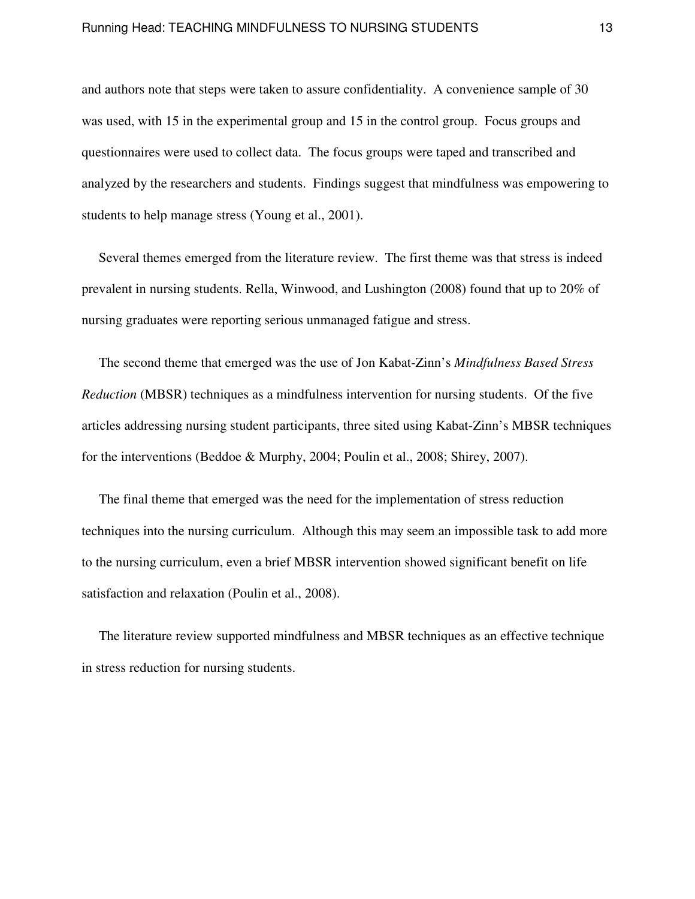and authors note that steps were taken to assure confidentiality. A convenience sample of 30 was used, with 15 in the experimental group and 15 in the control group. Focus groups and questionnaires were used to collect data. The focus groups were taped and transcribed and analyzed by the researchers and students. Findings suggest that mindfulness was empowering to students to help manage stress (Young et al., 2001).

Several themes emerged from the literature review. The first theme was that stress is indeed prevalent in nursing students. Rella, Winwood, and Lushington (2008) found that up to 20% of nursing graduates were reporting serious unmanaged fatigue and stress.

The second theme that emerged was the use of Jon Kabat-Zinn's *Mindfulness Based Stress Reduction* (MBSR) techniques as a mindfulness intervention for nursing students. Of the five articles addressing nursing student participants, three sited using Kabat-Zinn's MBSR techniques for the interventions (Beddoe & Murphy, 2004; Poulin et al., 2008; Shirey, 2007).

The final theme that emerged was the need for the implementation of stress reduction techniques into the nursing curriculum. Although this may seem an impossible task to add more to the nursing curriculum, even a brief MBSR intervention showed significant benefit on life satisfaction and relaxation (Poulin et al., 2008).

The literature review supported mindfulness and MBSR techniques as an effective technique in stress reduction for nursing students.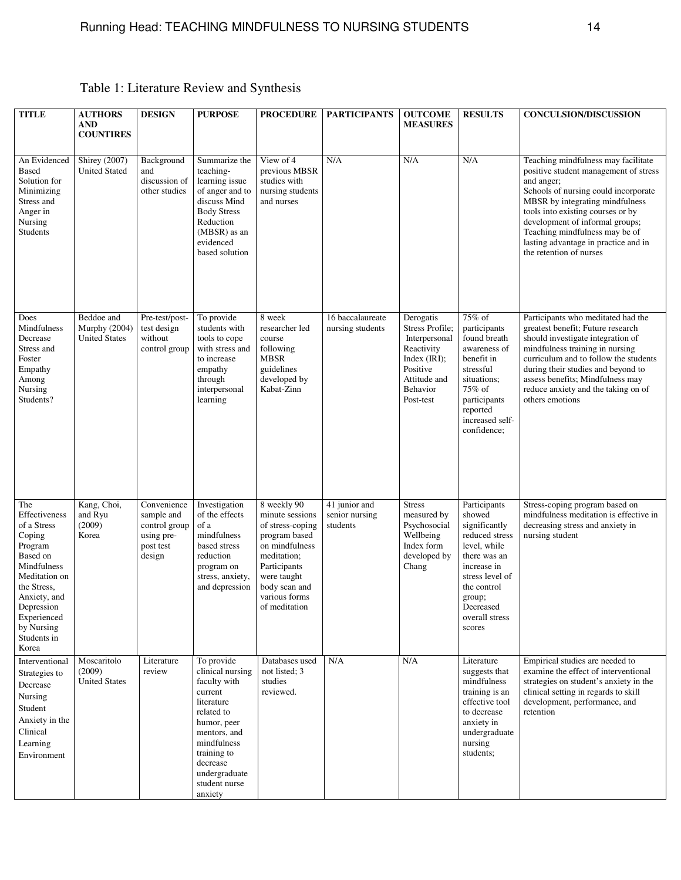Table 1: Literature Review and Synthesis

| TITLE | AUTHORS AND COUNTIRES | DESIGN | PURPOSE | PROCEDURE | PARTICIPANTS | OUTCOME MEASURES | RESULTS | CONCULSION/DISCUSSION |
|---|---|---|---|---|---|---|---|---|
| An Evidenced Based Solution for Minimizing Stress and Anger in Nursing Students | Shirey (2007) United Stated | Background and discussion of other studies | Summarize the teaching-learning issue of anger and to discuss Mind Body Stress Reduction (MBSR) as an evidenced based solution | View of 4 previous MBSR studies with nursing students and nurses | N/A | N/A | N/A | Teaching mindfulness may facilitate positive student management of stress and anger; Schools of nursing could incorporate MBSR by integrating mindfulness tools into existing courses or by development of informal groups; Teaching mindfulness may be of lasting advantage in practice and in the retention of nurses |
| Does Mindfulness Decrease Stress and Foster Empathy Among Nursing Students? | Beddoe and Murphy (2004) United States | Pre-test/post-test design without control group | To provide students with tools to cope with stress and to increase empathy through interpersonal learning | 8 week researcher led course following MBSR guidelines developed by Kabat-Zinn | 16 baccalaureate nursing students | Derogatis Stress Profile; Interpersonal Reactivity Index (IRI); Positive Attitude and Behavior Post-test | 75% of participants found breath awareness of benefit in stressful situations; 75% of participants reported increased self-confidence; | Participants who meditated had the greatest benefit; Future research should investigate integration of mindfulness training in nursing curriculum and to follow the students during their studies and beyond to assess benefits; Mindfulness may reduce anxiety and the taking on of others emotions |
| The Effectiveness of a Stress Coping Program Based on Mindfulness Meditation on the Stress, Anxiety, and Depression Experienced by Nursing Students in Korea | Kang, Choi, and Ryu (2009) Korea | Convenience sample and control group using pre-post test design | Investigation of the effects of a mindfulness based stress reduction program on stress, anxiety, and depression | 8 weekly 90 minute sessions of stress-coping program based on mindfulness meditation; Participants were taught body scan and various forms of meditation | 41 junior and senior nursing students | Stress measured by Psychosocial Wellbeing Index form developed by Chang | Participants showed significantly reduced stress level, while there was an increase in stress level of the control group; Decreased overall stress scores | Stress-coping program based on mindfulness meditation is effective in decreasing stress and anxiety in nursing student |
| Interventional Strategies to Decrease Nursing Student Anxiety in the Clinical Learning Environment | Moscaritolo (2009) United States | Literature review | To provide clinical nursing faculty with current literature related to humor, peer mentors, and mindfulness training to decrease undergraduate student nurse anxiety | Databases used not listed; 3 studies reviewed. | N/A | N/A | Literature suggests that mindfulness training is an effective tool to decrease anxiety in undergraduate nursing students; | Empirical studies are needed to examine the effect of interventional strategies on student's anxiety in the clinical setting in regards to skill development, performance, and retention |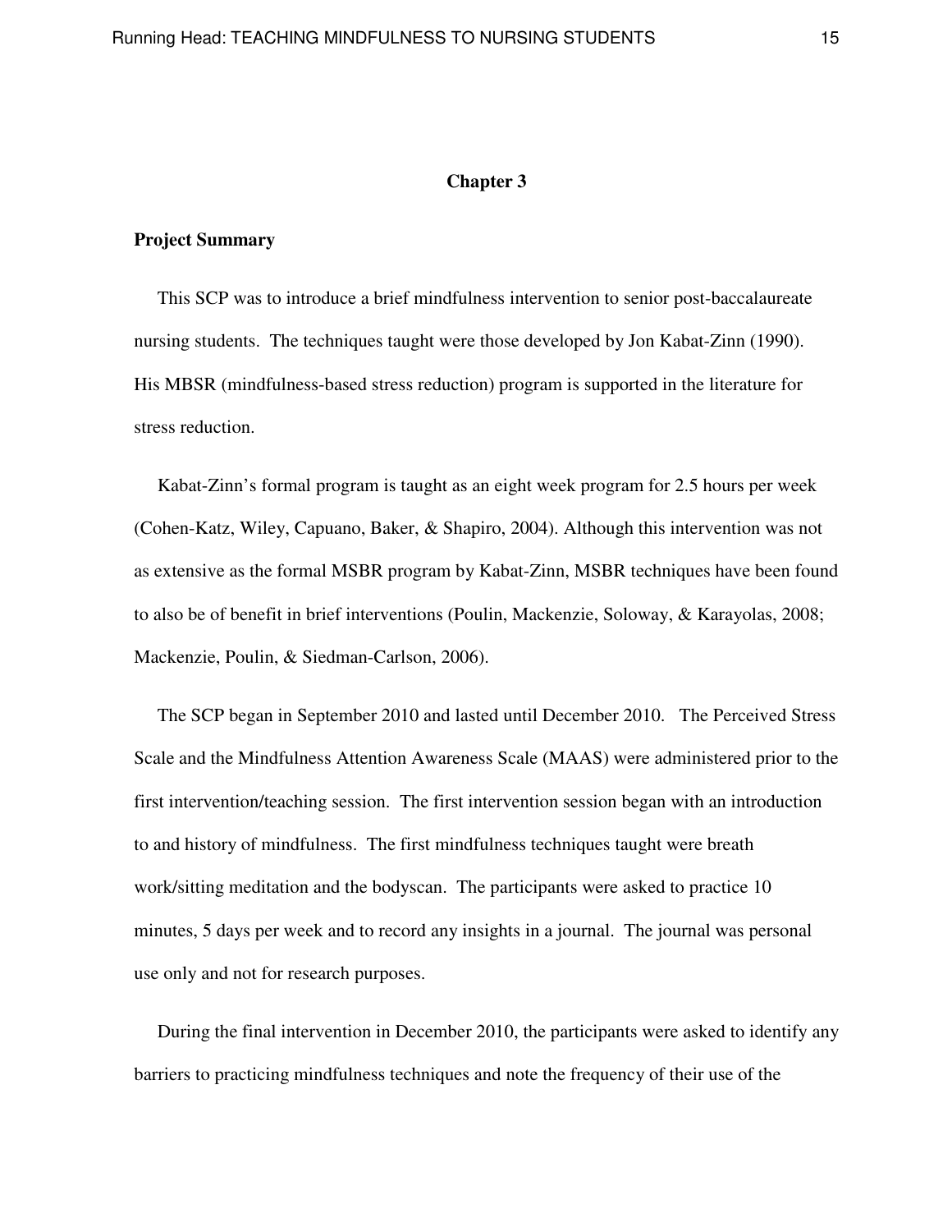# Chapter 3

## Project Summary

This SCP was to introduce a brief mindfulness intervention to senior post-baccalaureate nursing students. The techniques taught were those developed by Jon Kabat-Zinn (1990). His MBSR (mindfulness-based stress reduction) program is supported in the literature for stress reduction.

Kabat-Zinn's formal program is taught as an eight week program for 2.5 hours per week (Cohen-Katz, Wiley, Capuano, Baker, & Shapiro, 2004). Although this intervention was not as extensive as the formal MSBR program by Kabat-Zinn, MSBR techniques have been found to also be of benefit in brief interventions (Poulin, Mackenzie, Soloway, & Karayolas, 2008; Mackenzie, Poulin, & Siedman-Carlson, 2006).

The SCP began in September 2010 and lasted until December 2010. The Perceived Stress Scale and the Mindfulness Attention Awareness Scale (MAAS) were administered prior to the first intervention/teaching session. The first intervention session began with an introduction to and history of mindfulness. The first mindfulness techniques taught were breath work/sitting meditation and the bodyscan. The participants were asked to practice 10 minutes, 5 days per week and to record any insights in a journal. The journal was personal use only and not for research purposes.

During the final intervention in December 2010, the participants were asked to identify any barriers to practicing mindfulness techniques and note the frequency of their use of the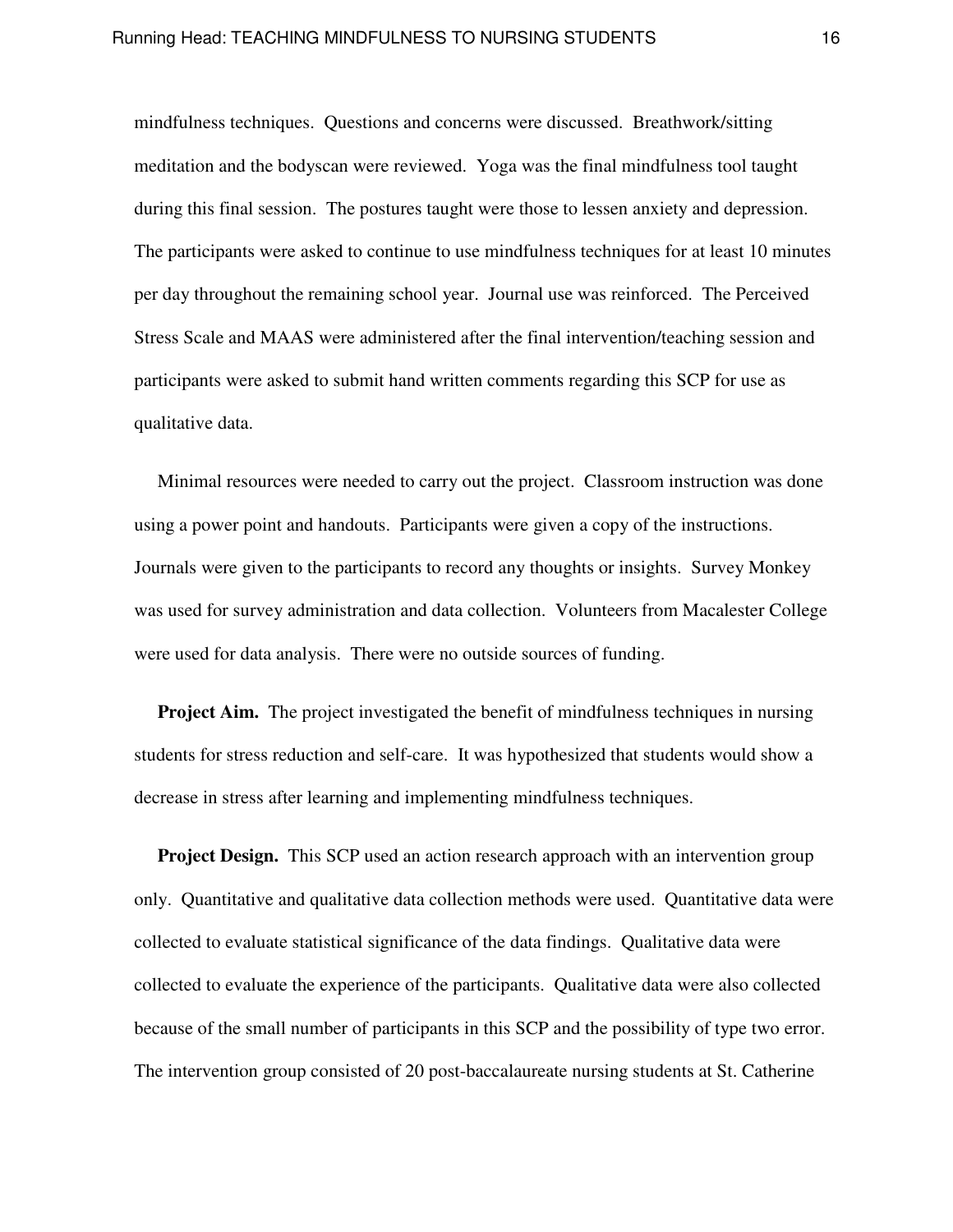mindfulness techniques. Questions and concerns were discussed. Breathwork/sitting meditation and the bodyscan were reviewed. Yoga was the final mindfulness tool taught during this final session. The postures taught were those to lessen anxiety and depression. The participants were asked to continue to use mindfulness techniques for at least 10 minutes per day throughout the remaining school year. Journal use was reinforced. The Perceived Stress Scale and MAAS were administered after the final intervention/teaching session and participants were asked to submit hand written comments regarding this SCP for use as qualitative data.

Minimal resources were needed to carry out the project. Classroom instruction was done using a power point and handouts. Participants were given a copy of the instructions. Journals were given to the participants to record any thoughts or insights. Survey Monkey was used for survey administration and data collection. Volunteers from Macalester College were used for data analysis. There were no outside sources of funding.

**Project Aim.** The project investigated the benefit of mindfulness techniques in nursing students for stress reduction and self-care. It was hypothesized that students would show a decrease in stress after learning and implementing mindfulness techniques.

**Project Design.** This SCP used an action research approach with an intervention group only. Quantitative and qualitative data collection methods were used. Quantitative data were collected to evaluate statistical significance of the data findings. Qualitative data were collected to evaluate the experience of the participants. Qualitative data were also collected because of the small number of participants in this SCP and the possibility of type two error. The intervention group consisted of 20 post-baccalaureate nursing students at St. Catherine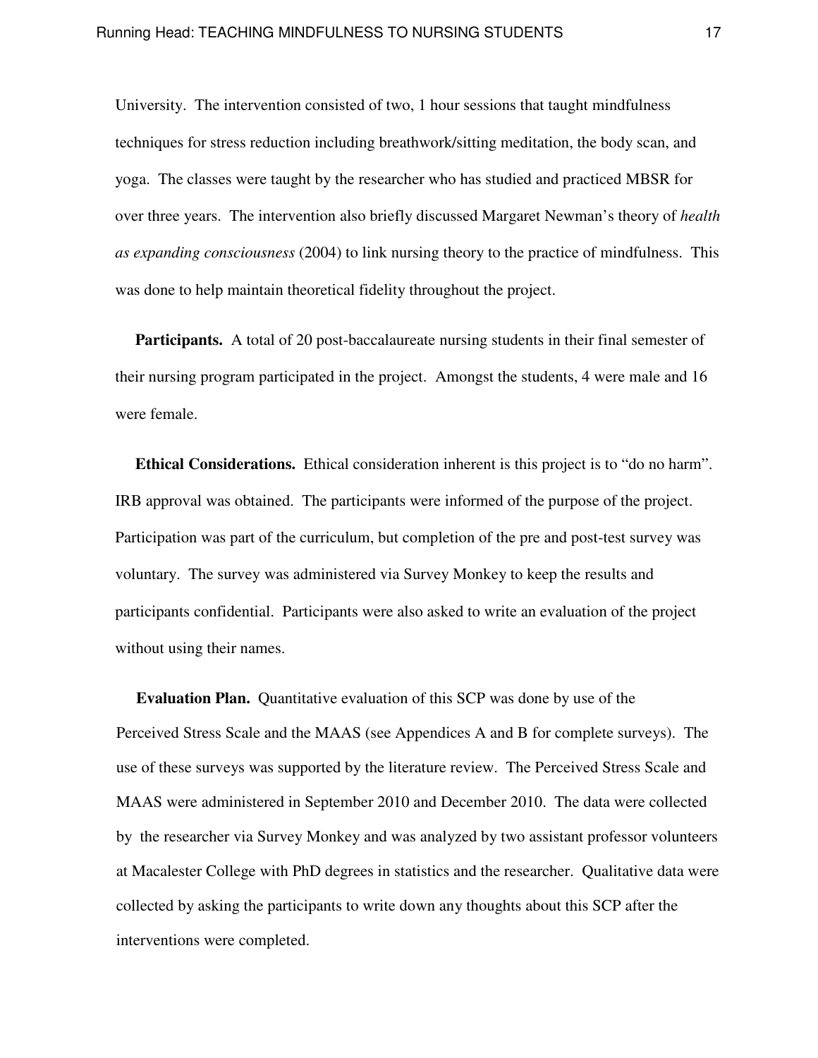University. The intervention consisted of two, 1 hour sessions that taught mindfulness techniques for stress reduction including breathwork/sitting meditation, the body scan, and yoga. The classes were taught by the researcher who has studied and practiced MBSR for over three years. The intervention also briefly discussed Margaret Newman's theory of *health as expanding consciousness* (2004) to link nursing theory to the practice of mindfulness. This was done to help maintain theoretical fidelity throughout the project.

**Participants.** A total of 20 post-baccalaureate nursing students in their final semester of their nursing program participated in the project. Amongst the students, 4 were male and 16 were female.

**Ethical Considerations.** Ethical consideration inherent is this project is to "do no harm". IRB approval was obtained. The participants were informed of the purpose of the project. Participation was part of the curriculum, but completion of the pre and post-test survey was voluntary. The survey was administered via Survey Monkey to keep the results and participants confidential. Participants were also asked to write an evaluation of the project without using their names.

**Evaluation Plan.** Quantitative evaluation of this SCP was done by use of the Perceived Stress Scale and the MAAS (see Appendices A and B for complete surveys). The use of these surveys was supported by the literature review. The Perceived Stress Scale and MAAS were administered in September 2010 and December 2010. The data were collected by the researcher via Survey Monkey and was analyzed by two assistant professor volunteers at Macalester College with PhD degrees in statistics and the researcher. Qualitative data were collected by asking the participants to write down any thoughts about this SCP after the interventions were completed.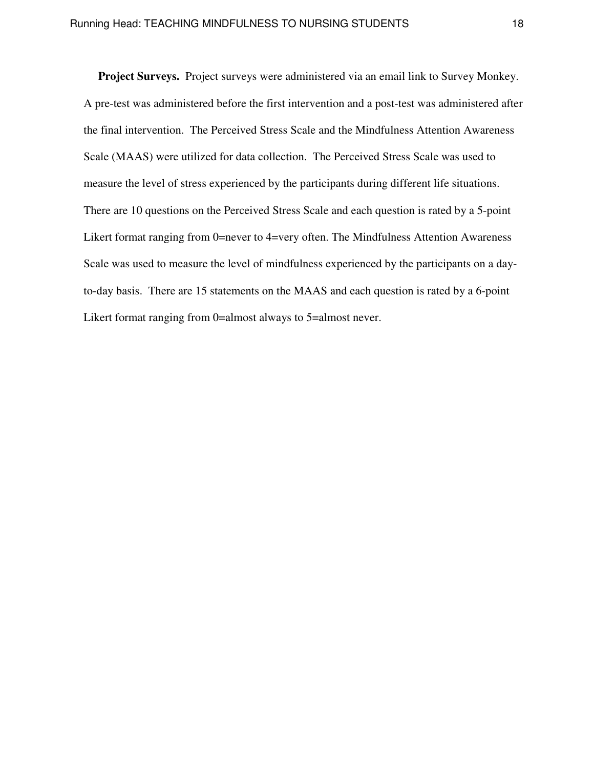**Project Surveys.** Project surveys were administered via an email link to Survey Monkey. A pre-test was administered before the first intervention and a post-test was administered after the final intervention. The Perceived Stress Scale and the Mindfulness Attention Awareness Scale (MAAS) were utilized for data collection. The Perceived Stress Scale was used to measure the level of stress experienced by the participants during different life situations. There are 10 questions on the Perceived Stress Scale and each question is rated by a 5-point Likert format ranging from 0=never to 4=very often. The Mindfulness Attention Awareness Scale was used to measure the level of mindfulness experienced by the participants on a day-to-day basis. There are 15 statements on the MAAS and each question is rated by a 6-point Likert format ranging from 0=almost always to 5=almost never.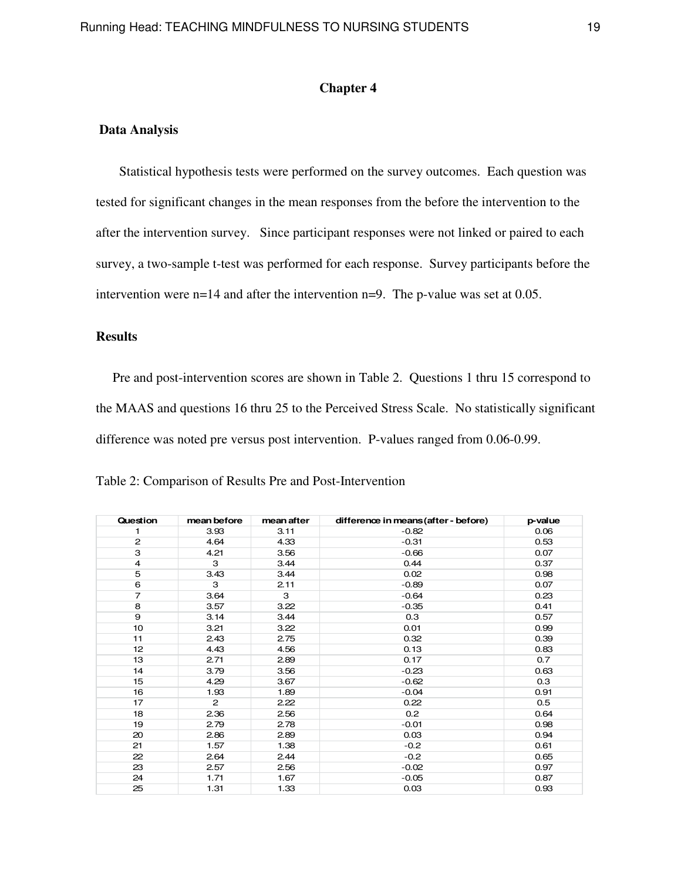## Chapter 4

### Data Analysis

Statistical hypothesis tests were performed on the survey outcomes. Each question was tested for significant changes in the mean responses from the before the intervention to the after the intervention survey. Since participant responses were not linked or paired to each survey, a two-sample t-test was performed for each response. Survey participants before the intervention were n=14 and after the intervention n=9. The p-value was set at 0.05.

### Results

Pre and post-intervention scores are shown in Table 2. Questions 1 thru 15 correspond to the MAAS and questions 16 thru 25 to the Perceived Stress Scale. No statistically significant difference was noted pre versus post intervention. P-values ranged from 0.06-0.99.

Table 2: Comparison of Results Pre and Post-Intervention

| Question | mean before | mean after | difference in means (after - before) | p-value |
|---|---|---|---|---|
| 1 | 3.93 | 3.11 | -0.82 | 0.06 |
| 2 | 4.64 | 4.33 | -0.31 | 0.53 |
| 3 | 4.21 | 3.56 | -0.66 | 0.07 |
| 4 | 3 | 3.44 | 0.44 | 0.37 |
| 5 | 3.43 | 3.44 | 0.02 | 0.98 |
| 6 | 3 | 2.11 | -0.89 | 0.07 |
| 7 | 3.64 | 3 | -0.64 | 0.23 |
| 8 | 3.57 | 3.22 | -0.35 | 0.41 |
| 9 | 3.14 | 3.44 | 0.3 | 0.57 |
| 10 | 3.21 | 3.22 | 0.01 | 0.99 |
| 11 | 2.43 | 2.75 | 0.32 | 0.39 |
| 12 | 4.43 | 4.56 | 0.13 | 0.83 |
| 13 | 2.71 | 2.89 | 0.17 | 0.7 |
| 14 | 3.79 | 3.56 | -0.23 | 0.63 |
| 15 | 4.29 | 3.67 | -0.62 | 0.3 |
| 16 | 1.93 | 1.89 | -0.04 | 0.91 |
| 17 | 2 | 2.22 | 0.22 | 0.5 |
| 18 | 2.36 | 2.56 | 0.2 | 0.64 |
| 19 | 2.79 | 2.78 | -0.01 | 0.98 |
| 20 | 2.86 | 2.89 | 0.03 | 0.94 |
| 21 | 1.57 | 1.38 | -0.2 | 0.61 |
| 22 | 2.64 | 2.44 | -0.2 | 0.65 |
| 23 | 2.57 | 2.56 | -0.02 | 0.97 |
| 24 | 1.71 | 1.67 | -0.05 | 0.87 |
| 25 | 1.31 | 1.33 | 0.03 | 0.93 |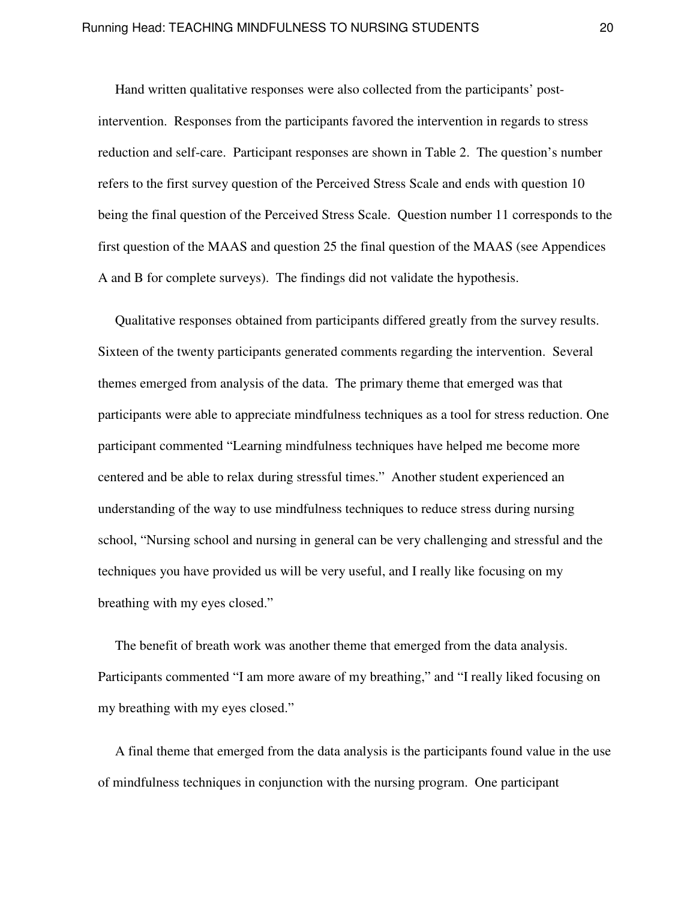Hand written qualitative responses were also collected from the participants' post-intervention. Responses from the participants favored the intervention in regards to stress reduction and self-care. Participant responses are shown in Table 2. The question's number refers to the first survey question of the Perceived Stress Scale and ends with question 10 being the final question of the Perceived Stress Scale. Question number 11 corresponds to the first question of the MAAS and question 25 the final question of the MAAS (see Appendices A and B for complete surveys). The findings did not validate the hypothesis.

Qualitative responses obtained from participants differed greatly from the survey results. Sixteen of the twenty participants generated comments regarding the intervention. Several themes emerged from analysis of the data. The primary theme that emerged was that participants were able to appreciate mindfulness techniques as a tool for stress reduction. One participant commented "Learning mindfulness techniques have helped me become more centered and be able to relax during stressful times." Another student experienced an understanding of the way to use mindfulness techniques to reduce stress during nursing school, "Nursing school and nursing in general can be very challenging and stressful and the techniques you have provided us will be very useful, and I really like focusing on my breathing with my eyes closed."

The benefit of breath work was another theme that emerged from the data analysis. Participants commented "I am more aware of my breathing," and "I really liked focusing on my breathing with my eyes closed."

A final theme that emerged from the data analysis is the participants found value in the use of mindfulness techniques in conjunction with the nursing program. One participant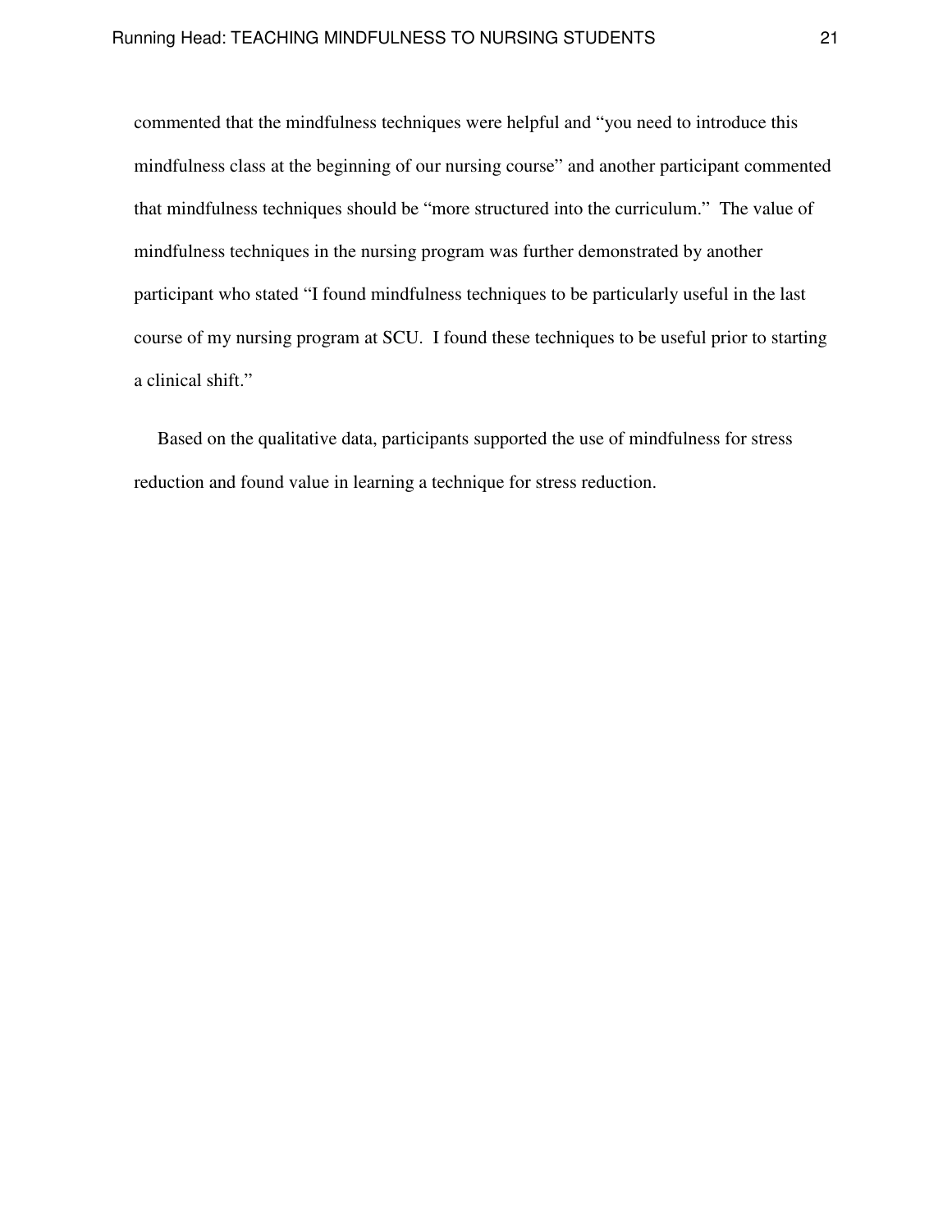commented that the mindfulness techniques were helpful and "you need to introduce this mindfulness class at the beginning of our nursing course" and another participant commented that mindfulness techniques should be "more structured into the curriculum." The value of mindfulness techniques in the nursing program was further demonstrated by another participant who stated "I found mindfulness techniques to be particularly useful in the last course of my nursing program at SCU. I found these techniques to be useful prior to starting a clinical shift."

Based on the qualitative data, participants supported the use of mindfulness for stress reduction and found value in learning a technique for stress reduction.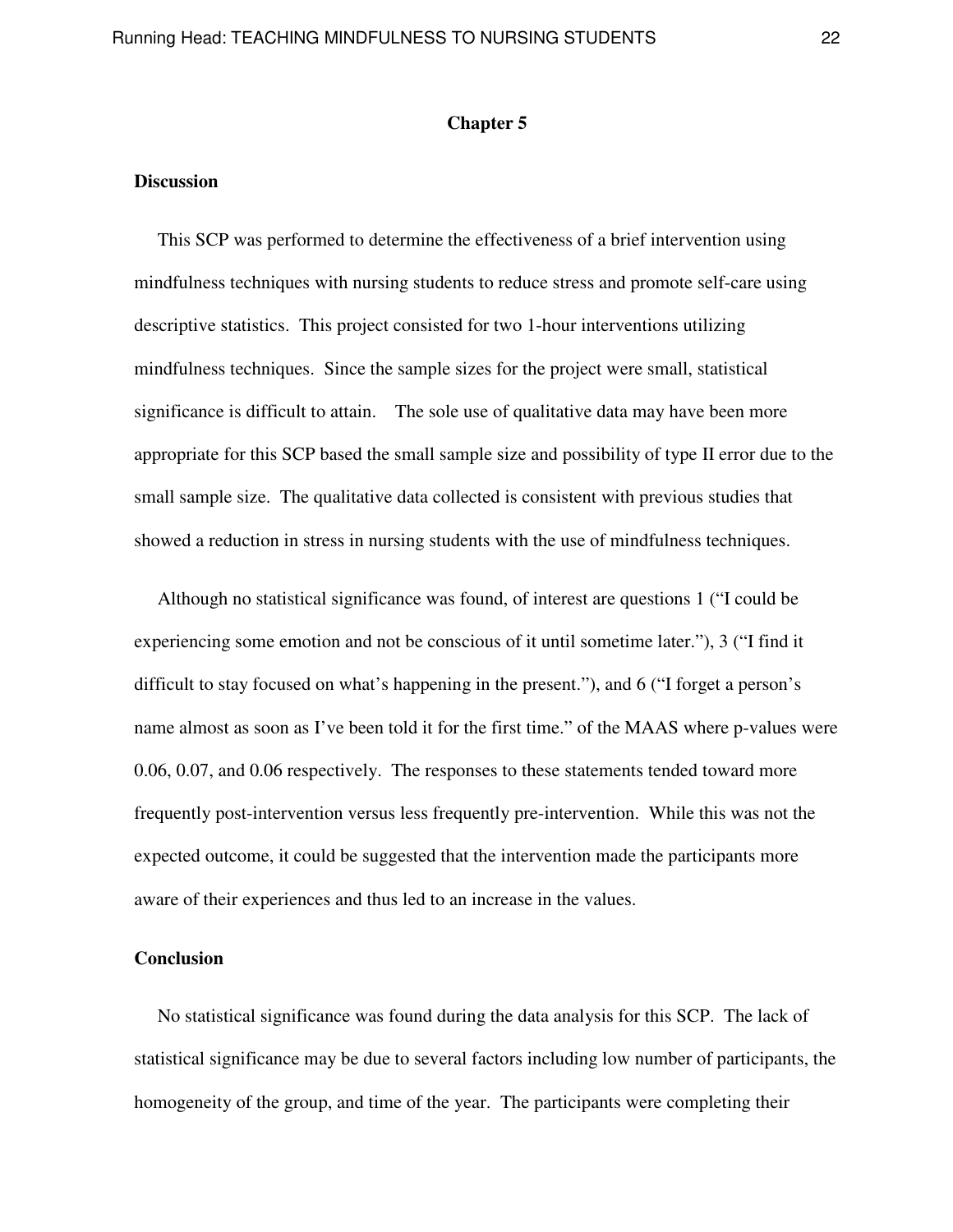# Chapter 5

## Discussion

This SCP was performed to determine the effectiveness of a brief intervention using mindfulness techniques with nursing students to reduce stress and promote self-care using descriptive statistics. This project consisted for two 1-hour interventions utilizing mindfulness techniques. Since the sample sizes for the project were small, statistical significance is difficult to attain. The sole use of qualitative data may have been more appropriate for this SCP based the small sample size and possibility of type II error due to the small sample size. The qualitative data collected is consistent with previous studies that showed a reduction in stress in nursing students with the use of mindfulness techniques.

Although no statistical significance was found, of interest are questions 1 ("I could be experiencing some emotion and not be conscious of it until sometime later."), 3 ("I find it difficult to stay focused on what's happening in the present."), and 6 ("I forget a person's name almost as soon as I've been told it for the first time." of the MAAS where p-values were 0.06, 0.07, and 0.06 respectively. The responses to these statements tended toward more frequently post-intervention versus less frequently pre-intervention. While this was not the expected outcome, it could be suggested that the intervention made the participants more aware of their experiences and thus led to an increase in the values.

## Conclusion

No statistical significance was found during the data analysis for this SCP. The lack of statistical significance may be due to several factors including low number of participants, the homogeneity of the group, and time of the year. The participants were completing their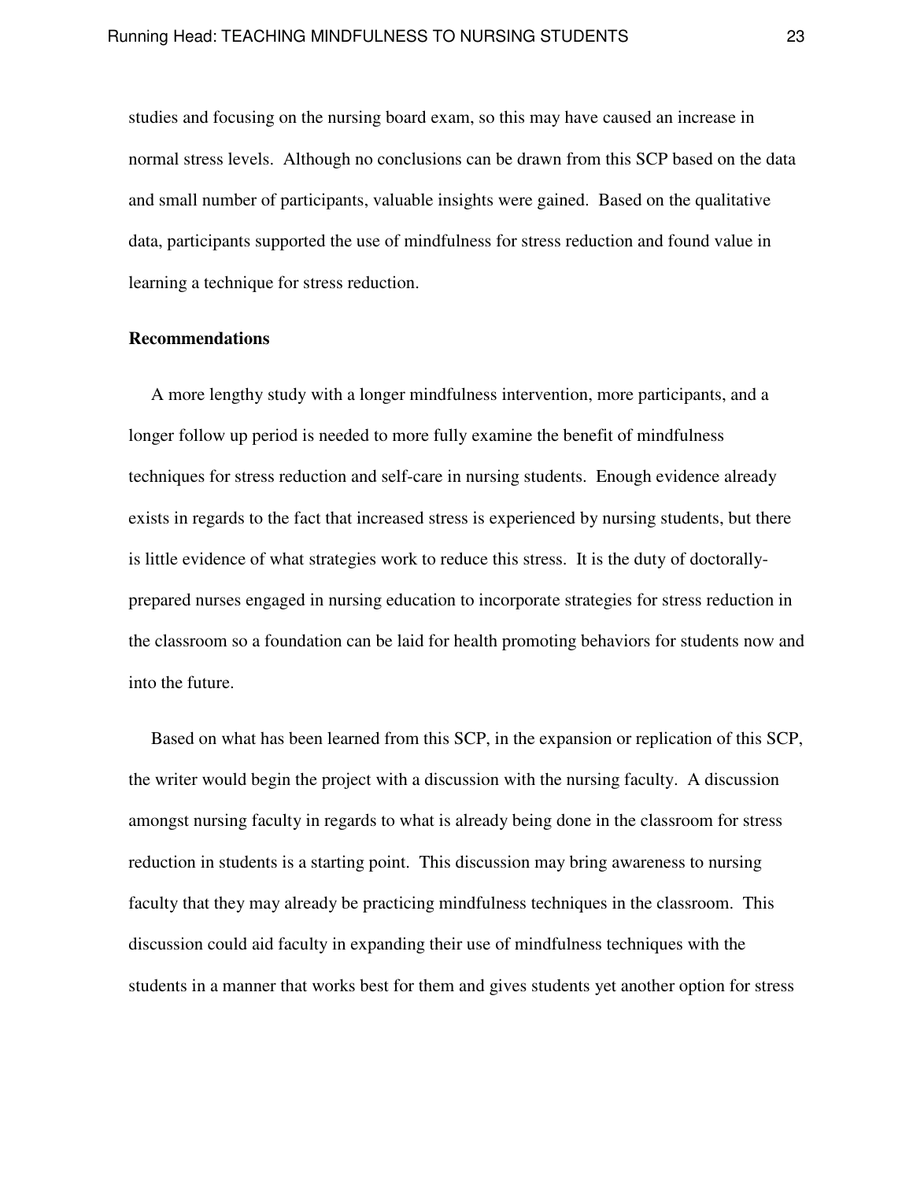studies and focusing on the nursing board exam, so this may have caused an increase in normal stress levels. Although no conclusions can be drawn from this SCP based on the data and small number of participants, valuable insights were gained. Based on the qualitative data, participants supported the use of mindfulness for stress reduction and found value in learning a technique for stress reduction.

**Recommendations**

A more lengthy study with a longer mindfulness intervention, more participants, and a longer follow up period is needed to more fully examine the benefit of mindfulness techniques for stress reduction and self-care in nursing students. Enough evidence already exists in regards to the fact that increased stress is experienced by nursing students, but there is little evidence of what strategies work to reduce this stress. It is the duty of doctorally-prepared nurses engaged in nursing education to incorporate strategies for stress reduction in the classroom so a foundation can be laid for health promoting behaviors for students now and into the future.

Based on what has been learned from this SCP, in the expansion or replication of this SCP, the writer would begin the project with a discussion with the nursing faculty. A discussion amongst nursing faculty in regards to what is already being done in the classroom for stress reduction in students is a starting point. This discussion may bring awareness to nursing faculty that they may already be practicing mindfulness techniques in the classroom. This discussion could aid faculty in expanding their use of mindfulness techniques with the students in a manner that works best for them and gives students yet another option for stress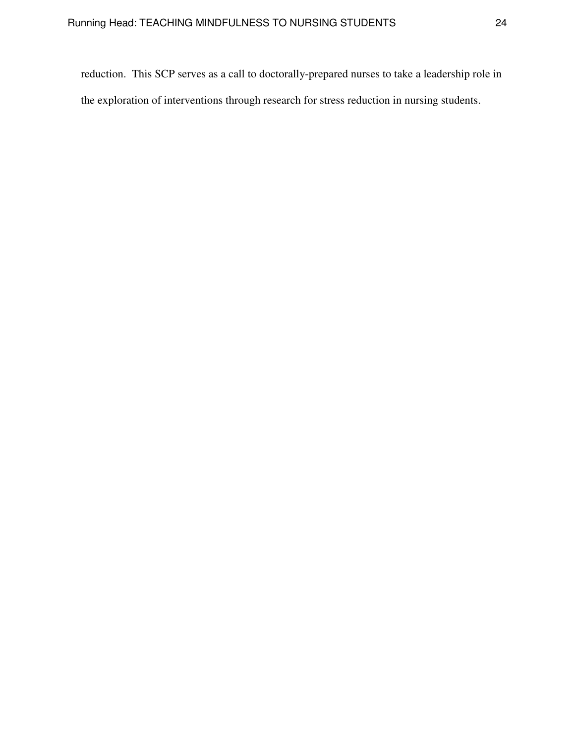reduction. This SCP serves as a call to doctorally-prepared nurses to take a leadership role in the exploration of interventions through research for stress reduction in nursing students.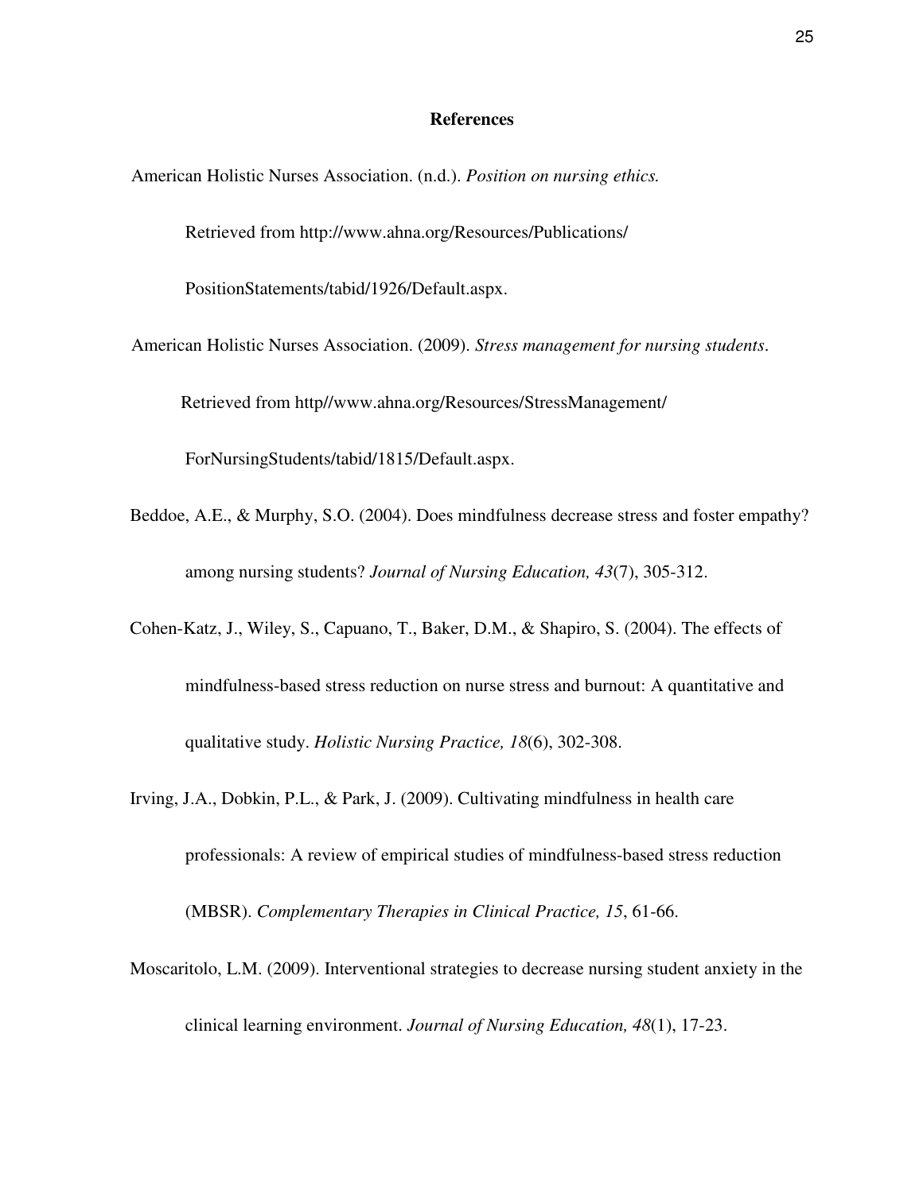# References

American Holistic Nurses Association. (n.d.). *Position on nursing ethics.* Retrieved from http://www.ahna.org/Resources/Publications/PositionStatements/tabid/1926/Default.aspx.

American Holistic Nurses Association. (2009). *Stress management for nursing students*. Retrieved from http//www.ahna.org/Resources/StressManagement/ForNursingStudents/tabid/1815/Default.aspx.

Beddoe, A.E., & Murphy, S.O. (2004). Does mindfulness decrease stress and foster empathy? among nursing students? *Journal of Nursing Education, 43*(7), 305-312.

Cohen-Katz, J., Wiley, S., Capuano, T., Baker, D.M., & Shapiro, S. (2004). The effects of mindfulness-based stress reduction on nurse stress and burnout: A quantitative and qualitative study. *Holistic Nursing Practice, 18*(6), 302-308.

Irving, J.A., Dobkin, P.L., & Park, J. (2009). Cultivating mindfulness in health care professionals: A review of empirical studies of mindfulness-based stress reduction (MBSR). *Complementary Therapies in Clinical Practice, 15*, 61-66.

Moscaritolo, L.M. (2009). Interventional strategies to decrease nursing student anxiety in the clinical learning environment. *Journal of Nursing Education, 48*(1), 17-23.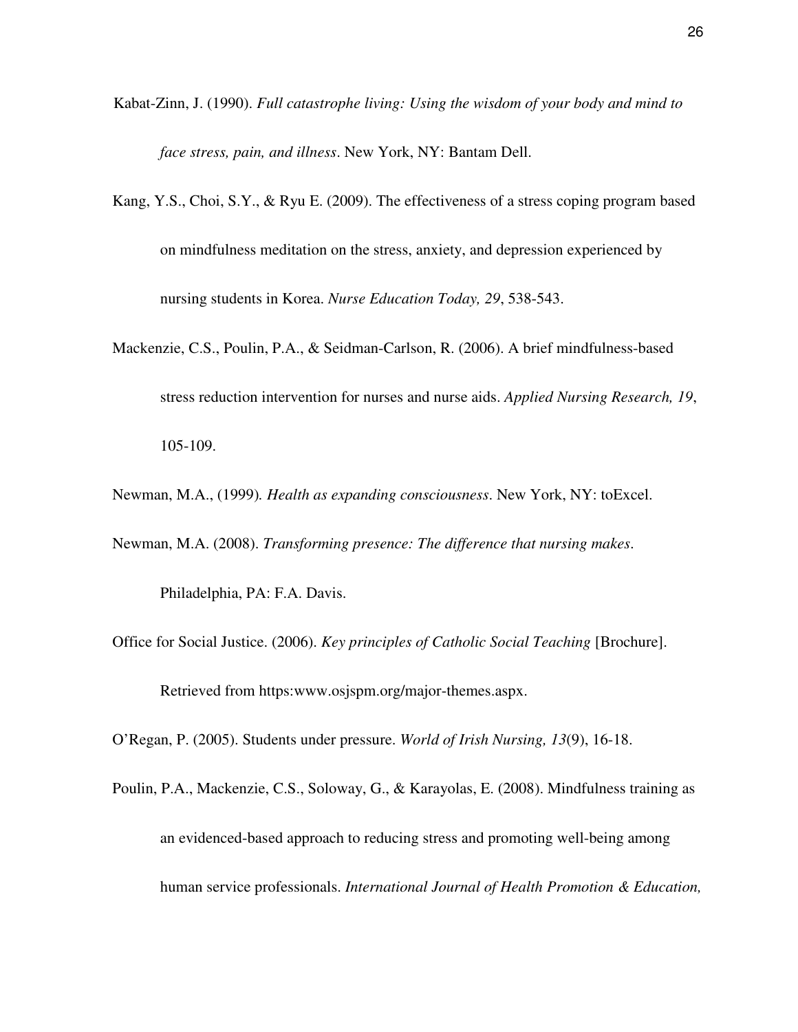Kabat-Zinn, J. (1990). *Full catastrophe living: Using the wisdom of your body and mind to face stress, pain, and illness*. New York, NY: Bantam Dell.

Kang, Y.S., Choi, S.Y., & Ryu E. (2009). The effectiveness of a stress coping program based on mindfulness meditation on the stress, anxiety, and depression experienced by nursing students in Korea. *Nurse Education Today, 29*, 538-543.

Mackenzie, C.S., Poulin, P.A., & Seidman-Carlson, R. (2006). A brief mindfulness-based stress reduction intervention for nurses and nurse aids. *Applied Nursing Research, 19*, 105-109.

Newman, M.A., (1999). *Health as expanding consciousness*. New York, NY: toExcel.

Newman, M.A. (2008). *Transforming presence: The difference that nursing makes*. Philadelphia, PA: F.A. Davis.

Office for Social Justice. (2006). *Key principles of Catholic Social Teaching* [Brochure]. Retrieved from https:www.osjspm.org/major-themes.aspx.

O'Regan, P. (2005). Students under pressure. *World of Irish Nursing, 13*(9), 16-18.

Poulin, P.A., Mackenzie, C.S., Soloway, G., & Karayolas, E. (2008). Mindfulness training as an evidenced-based approach to reducing stress and promoting well-being among human service professionals. *International Journal of Health Promotion & Education,*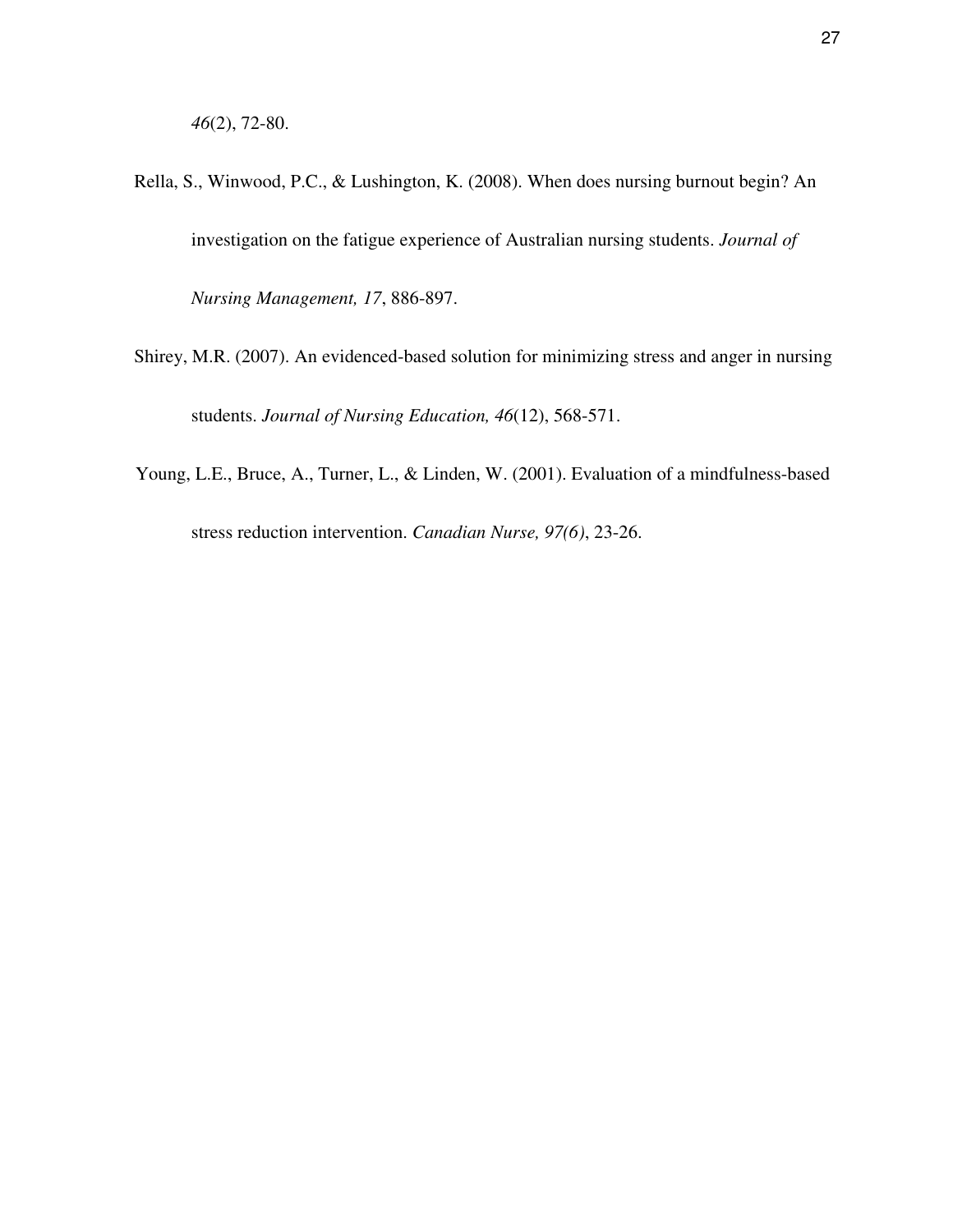*46*(2), 72-80.

Rella, S., Winwood, P.C., & Lushington, K. (2008). When does nursing burnout begin? An investigation on the fatigue experience of Australian nursing students. *Journal of Nursing Management, 17*, 886-897.

Shirey, M.R. (2007). An evidenced-based solution for minimizing stress and anger in nursing students. *Journal of Nursing Education, 46*(12), 568-571.

Young, L.E., Bruce, A., Turner, L., & Linden, W. (2001). Evaluation of a mindfulness-based stress reduction intervention. *Canadian Nurse, 97(6)*, 23-26.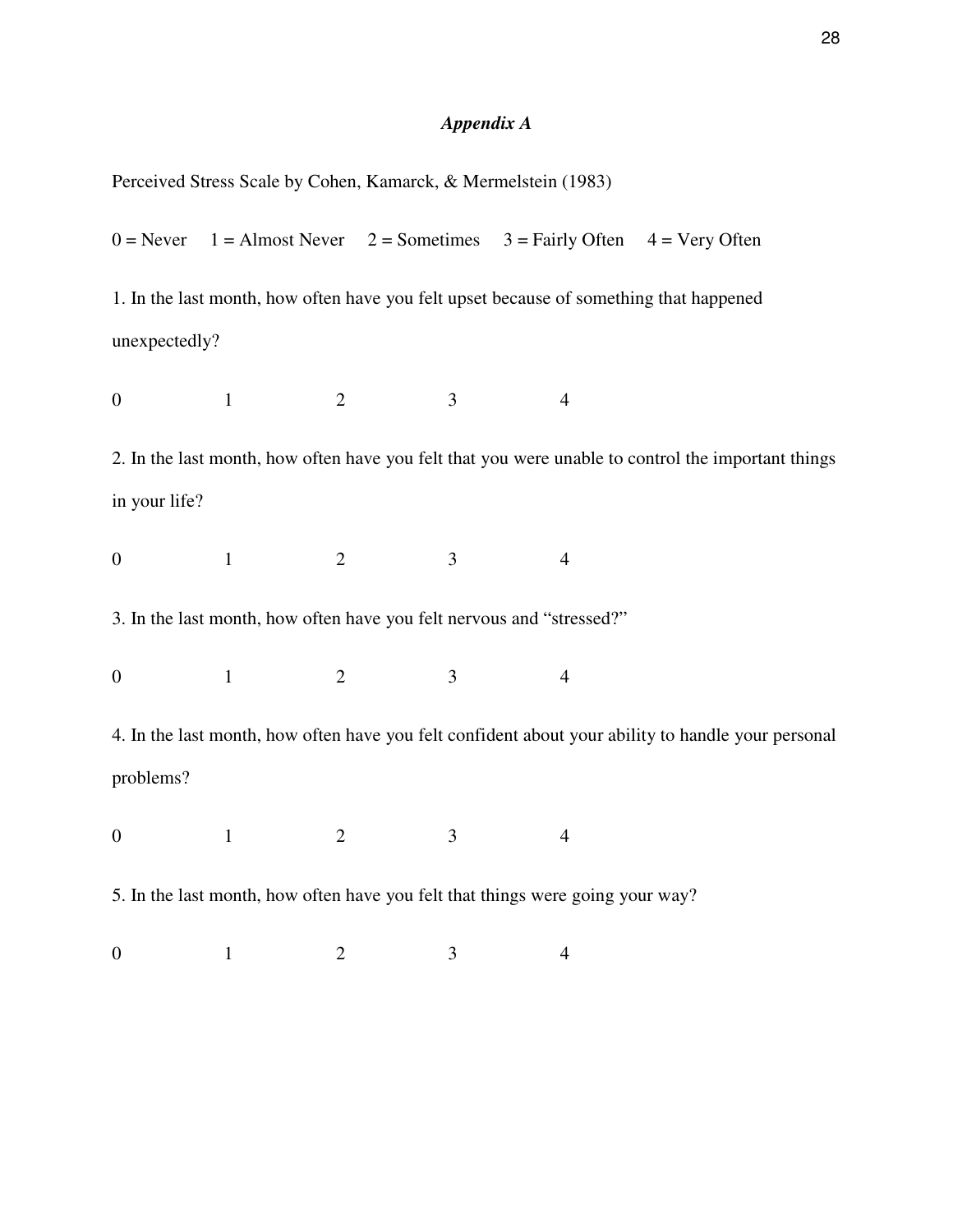## *Appendix A*

Perceived Stress Scale by Cohen, Kamarck, & Mermelstein (1983)

0 = Never     1 = Almost Never     2 = Sometimes     3 = Fairly Often     4 = Very Often

1. In the last month, how often have you felt upset because of something that happened unexpectedly?

0     1     2     3     4

2. In the last month, how often have you felt that you were unable to control the important things in your life?

0     1     2     3     4

3. In the last month, how often have you felt nervous and "stressed?"

0     1     2     3     4

4. In the last month, how often have you felt confident about your ability to handle your personal problems?

0     1     2     3     4

5. In the last month, how often have you felt that things were going your way?

0     1     2     3     4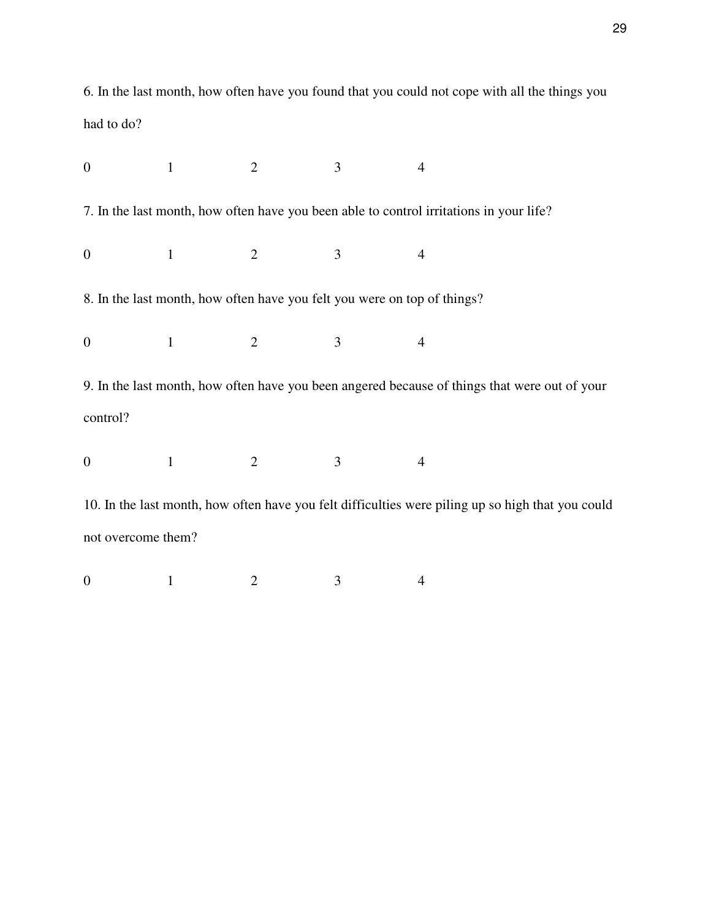6. In the last month, how often have you found that you could not cope with all the things you had to do?

0 1 2 3 4

7. In the last month, how often have you been able to control irritations in your life?

0 1 2 3 4

8. In the last month, how often have you felt you were on top of things?

0 1 2 3 4

9. In the last month, how often have you been angered because of things that were out of your control?

0 1 2 3 4

10. In the last month, how often have you felt difficulties were piling up so high that you could not overcome them?

0 1 2 3 4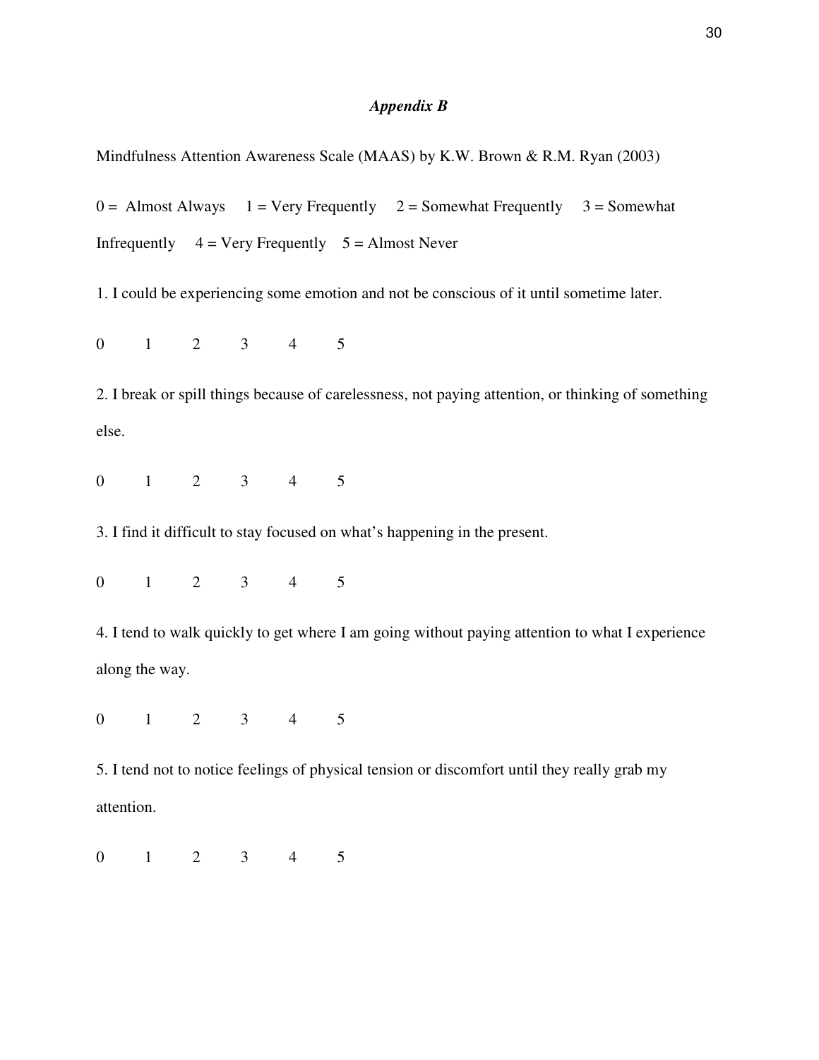## *Appendix B*

Mindfulness Attention Awareness Scale (MAAS) by K.W. Brown & R.M. Ryan (2003)

0 = Almost Always 1 = Very Frequently 2 = Somewhat Frequently 3 = Somewhat Infrequently 4 = Very Frequently 5 = Almost Never

1. I could be experiencing some emotion and not be conscious of it until sometime later.

0 1 2 3 4 5

2. I break or spill things because of carelessness, not paying attention, or thinking of something else.

0 1 2 3 4 5

3. I find it difficult to stay focused on what's happening in the present.

0 1 2 3 4 5

4. I tend to walk quickly to get where I am going without paying attention to what I experience along the way.

0 1 2 3 4 5

5. I tend not to notice feelings of physical tension or discomfort until they really grab my attention.

0 1 2 3 4 5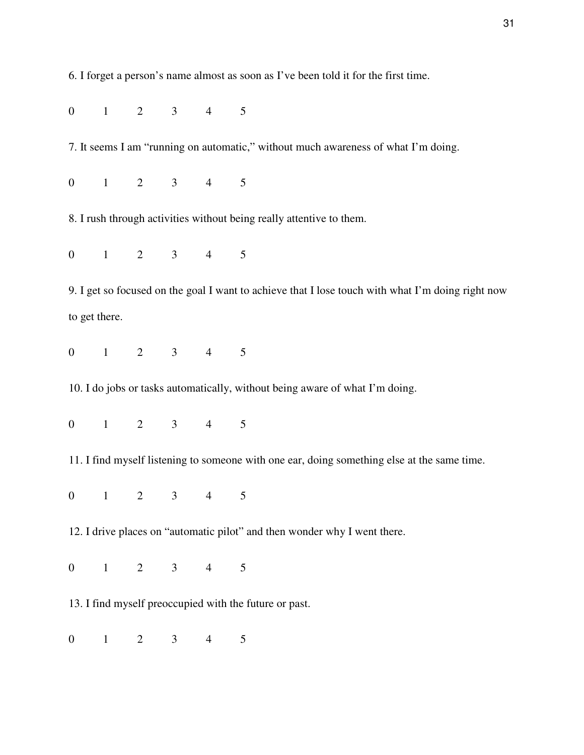6. I forget a person's name almost as soon as I've been told it for the first time.

0 1 2 3 4 5

7. It seems I am "running on automatic," without much awareness of what I'm doing.

0 1 2 3 4 5

8. I rush through activities without being really attentive to them.

0 1 2 3 4 5

9. I get so focused on the goal I want to achieve that I lose touch with what I'm doing right now to get there.

0 1 2 3 4 5

10. I do jobs or tasks automatically, without being aware of what I'm doing.

0 1 2 3 4 5

11. I find myself listening to someone with one ear, doing something else at the same time.

0 1 2 3 4 5

12. I drive places on "automatic pilot" and then wonder why I went there.

0 1 2 3 4 5

13. I find myself preoccupied with the future or past.

0 1 2 3 4 5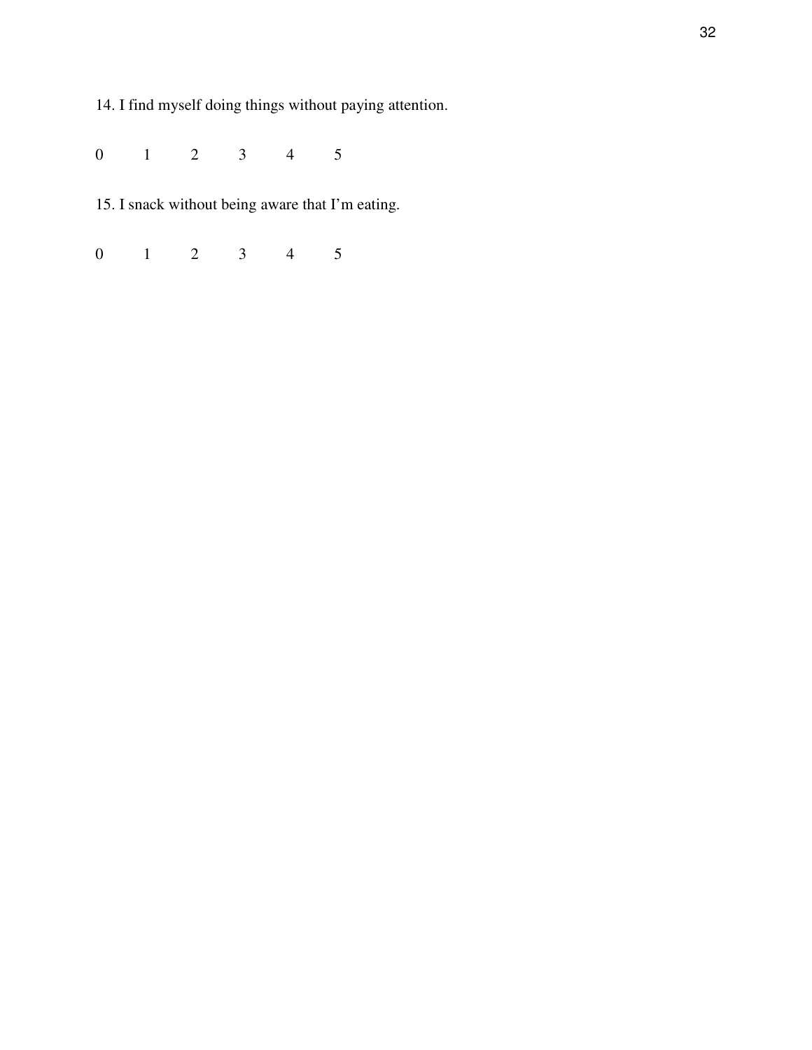14. I find myself doing things without paying attention.

0 1 2 3 4 5

15. I snack without being aware that I'm eating.

0 1 2 3 4 5